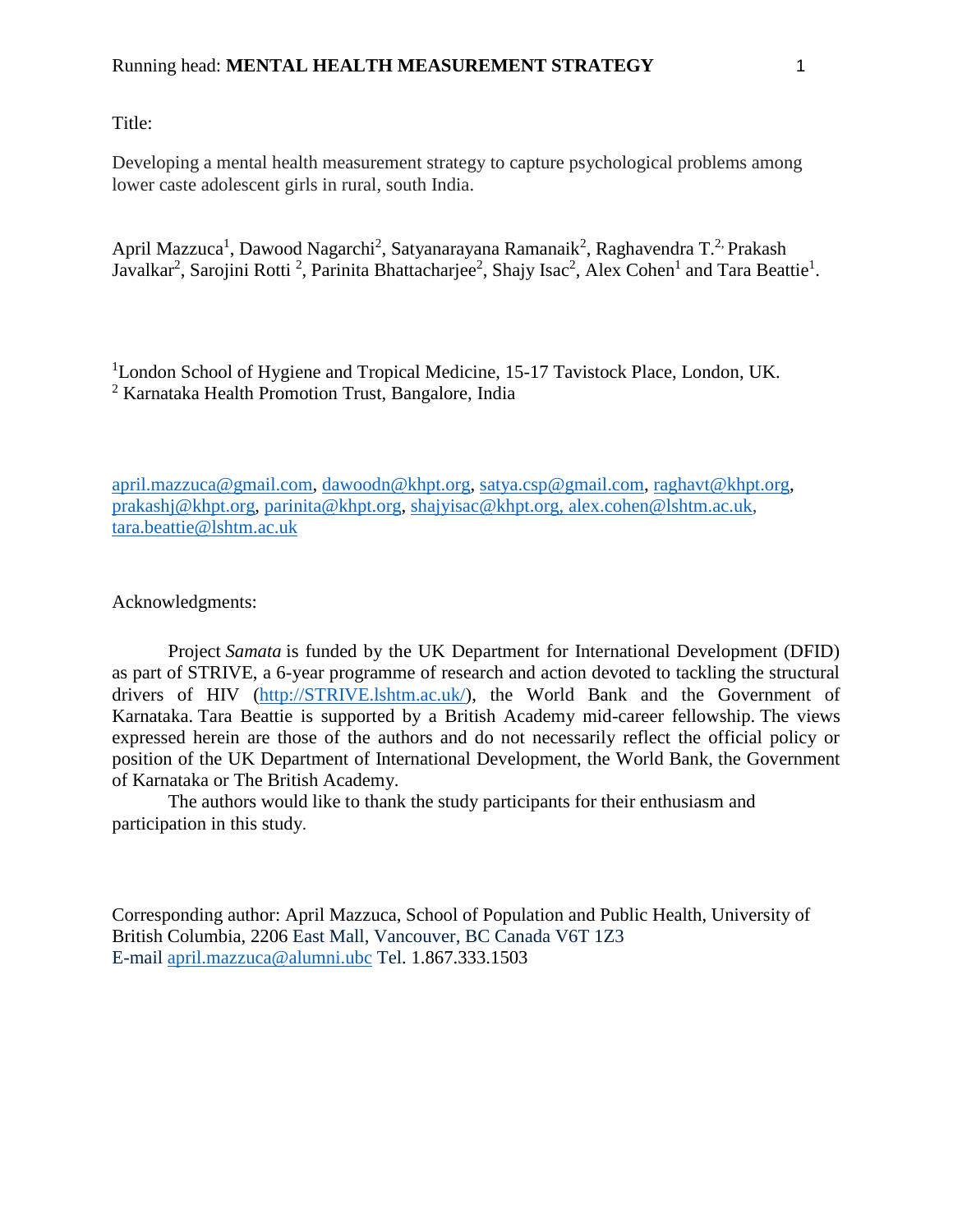Title:

Developing a mental health measurement strategy to capture psychological problems among lower caste adolescent girls in rural, south India.

April Mazzuca[1], Dawood Nagarchi[2], Satyanarayana Ramanaik[2], Raghavendra T.[2,] Prakash Javalkar[2], Sarojini Rotti [2], Parinita Bhattacharjee[2], Shajy Isac[2], Alex Cohen[1] and Tara Beattie[1].

[1]London School of Hygiene and Tropical Medicine, 15-17 Tavistock Place, London, UK.
[2] Karnataka Health Promotion Trust, Bangalore, India

april.mazzuca@gmail.com, dawoodn@khpt.org, satya.csp@gmail.com, raghavt@khpt.org, prakashj@khpt.org, parinita@khpt.org, shajyisac@khpt.org, alex.cohen@lshtm.ac.uk, tara.beattie@lshtm.ac.uk

Acknowledgments:

Project *Samata* is funded by the UK Department for International Development (DFID) as part of STRIVE, a 6-year programme of research and action devoted to tackling the structural drivers of HIV (http://STRIVE.lshtm.ac.uk/), the World Bank and the Government of Karnataka. Tara Beattie is supported by a British Academy mid-career fellowship. The views expressed herein are those of the authors and do not necessarily reflect the official policy or position of the UK Department of International Development, the World Bank, the Government of Karnataka or The British Academy.

The authors would like to thank the study participants for their enthusiasm and participation in this study.

Corresponding author: April Mazzuca, School of Population and Public Health, University of British Columbia, 2206 East Mall, Vancouver, BC Canada V6T 1Z3
E-mail april.mazzuca@alumni.ubc Tel. 1.867.333.1503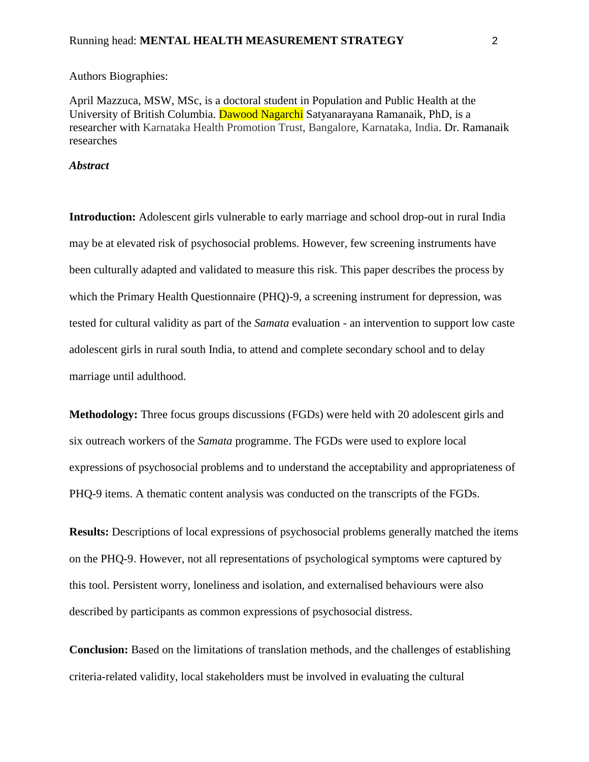Authors Biographies:

April Mazzuca, MSW, MSc, is a doctoral student in Population and Public Health at the University of British Columbia. Dawood Nagarchi Satyanarayana Ramanaik, PhD, is a researcher with Karnataka Health Promotion Trust, Bangalore, Karnataka, India. Dr. Ramanaik researches

***Abstract***

**Introduction:** Adolescent girls vulnerable to early marriage and school drop-out in rural India may be at elevated risk of psychosocial problems. However, few screening instruments have been culturally adapted and validated to measure this risk. This paper describes the process by which the Primary Health Questionnaire (PHQ)-9, a screening instrument for depression, was tested for cultural validity as part of the *Samata* evaluation - an intervention to support low caste adolescent girls in rural south India, to attend and complete secondary school and to delay marriage until adulthood.

**Methodology:** Three focus groups discussions (FGDs) were held with 20 adolescent girls and six outreach workers of the *Samata* programme. The FGDs were used to explore local expressions of psychosocial problems and to understand the acceptability and appropriateness of PHQ-9 items. A thematic content analysis was conducted on the transcripts of the FGDs.

**Results:** Descriptions of local expressions of psychosocial problems generally matched the items on the PHQ-9. However, not all representations of psychological symptoms were captured by this tool. Persistent worry, loneliness and isolation, and externalised behaviours were also described by participants as common expressions of psychosocial distress.

**Conclusion:** Based on the limitations of translation methods, and the challenges of establishing criteria-related validity, local stakeholders must be involved in evaluating the cultural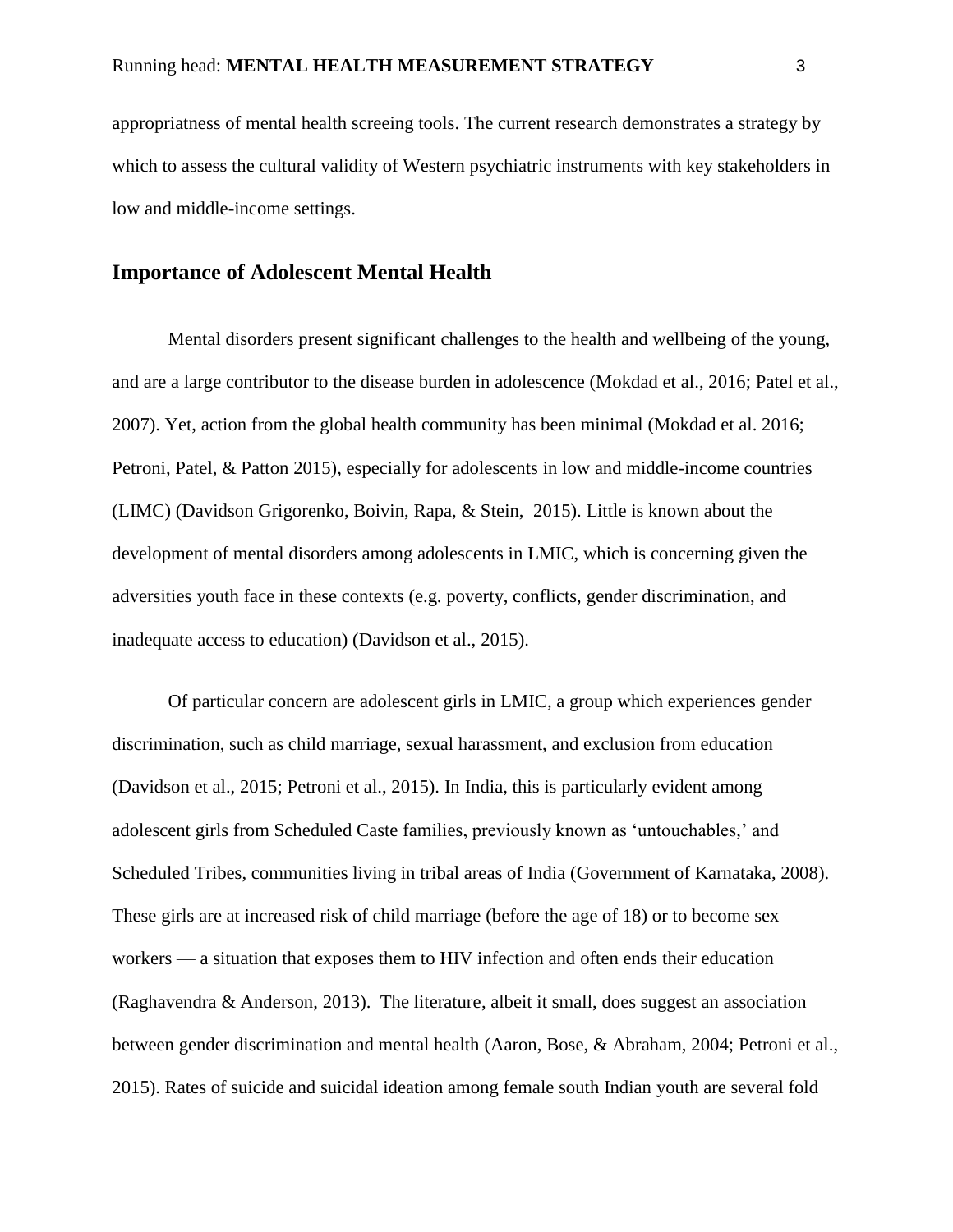appropriatness of mental health screeing tools. The current research demonstrates a strategy by which to assess the cultural validity of Western psychiatric instruments with key stakeholders in low and middle-income settings.

## Importance of Adolescent Mental Health

Mental disorders present significant challenges to the health and wellbeing of the young, and are a large contributor to the disease burden in adolescence (Mokdad et al., 2016; Patel et al., 2007). Yet, action from the global health community has been minimal (Mokdad et al. 2016; Petroni, Patel, & Patton 2015), especially for adolescents in low and middle-income countries (LIMC) (Davidson Grigorenko, Boivin, Rapa, & Stein, 2015). Little is known about the development of mental disorders among adolescents in LMIC, which is concerning given the adversities youth face in these contexts (e.g. poverty, conflicts, gender discrimination, and inadequate access to education) (Davidson et al., 2015).

Of particular concern are adolescent girls in LMIC, a group which experiences gender discrimination, such as child marriage, sexual harassment, and exclusion from education (Davidson et al., 2015; Petroni et al., 2015). In India, this is particularly evident among adolescent girls from Scheduled Caste families, previously known as 'untouchables,' and Scheduled Tribes, communities living in tribal areas of India (Government of Karnataka, 2008). These girls are at increased risk of child marriage (before the age of 18) or to become sex workers — a situation that exposes them to HIV infection and often ends their education (Raghavendra & Anderson, 2013). The literature, albeit it small, does suggest an association between gender discrimination and mental health (Aaron, Bose, & Abraham, 2004; Petroni et al., 2015). Rates of suicide and suicidal ideation among female south Indian youth are several fold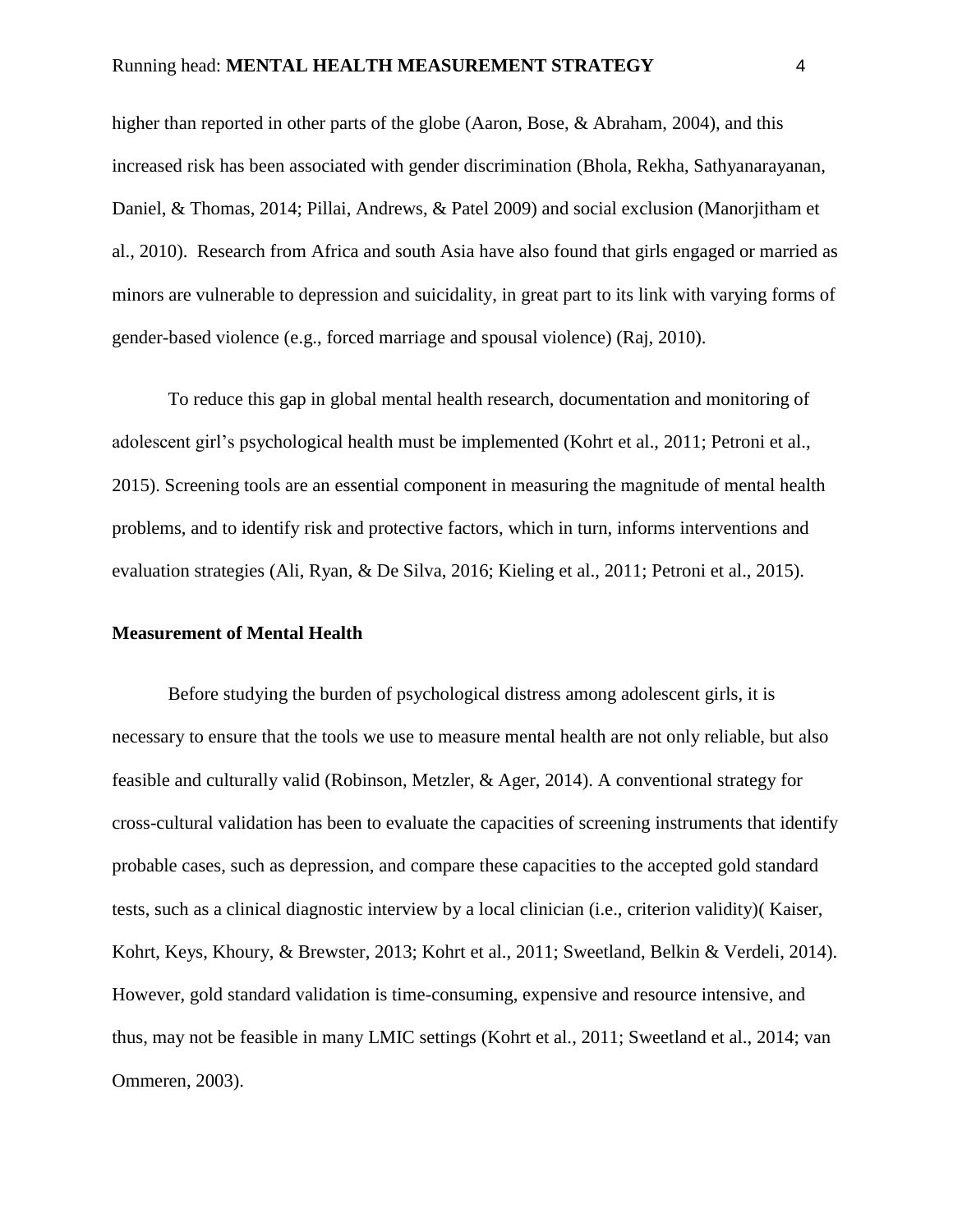higher than reported in other parts of the globe (Aaron, Bose, & Abraham, 2004), and this increased risk has been associated with gender discrimination (Bhola, Rekha, Sathyanarayanan, Daniel, & Thomas, 2014; Pillai, Andrews, & Patel 2009) and social exclusion (Manorjitham et al., 2010). Research from Africa and south Asia have also found that girls engaged or married as minors are vulnerable to depression and suicidality, in great part to its link with varying forms of gender-based violence (e.g., forced marriage and spousal violence) (Raj, 2010).

To reduce this gap in global mental health research, documentation and monitoring of adolescent girl's psychological health must be implemented (Kohrt et al., 2011; Petroni et al., 2015). Screening tools are an essential component in measuring the magnitude of mental health problems, and to identify risk and protective factors, which in turn, informs interventions and evaluation strategies (Ali, Ryan, & De Silva, 2016; Kieling et al., 2011; Petroni et al., 2015).

**Measurement of Mental Health**

Before studying the burden of psychological distress among adolescent girls, it is necessary to ensure that the tools we use to measure mental health are not only reliable, but also feasible and culturally valid (Robinson, Metzler, & Ager, 2014). A conventional strategy for cross-cultural validation has been to evaluate the capacities of screening instruments that identify probable cases, such as depression, and compare these capacities to the accepted gold standard tests, such as a clinical diagnostic interview by a local clinician (i.e., criterion validity)( Kaiser, Kohrt, Keys, Khoury, & Brewster, 2013; Kohrt et al., 2011; Sweetland, Belkin & Verdeli, 2014). However, gold standard validation is time-consuming, expensive and resource intensive, and thus, may not be feasible in many LMIC settings (Kohrt et al., 2011; Sweetland et al., 2014; van Ommeren, 2003).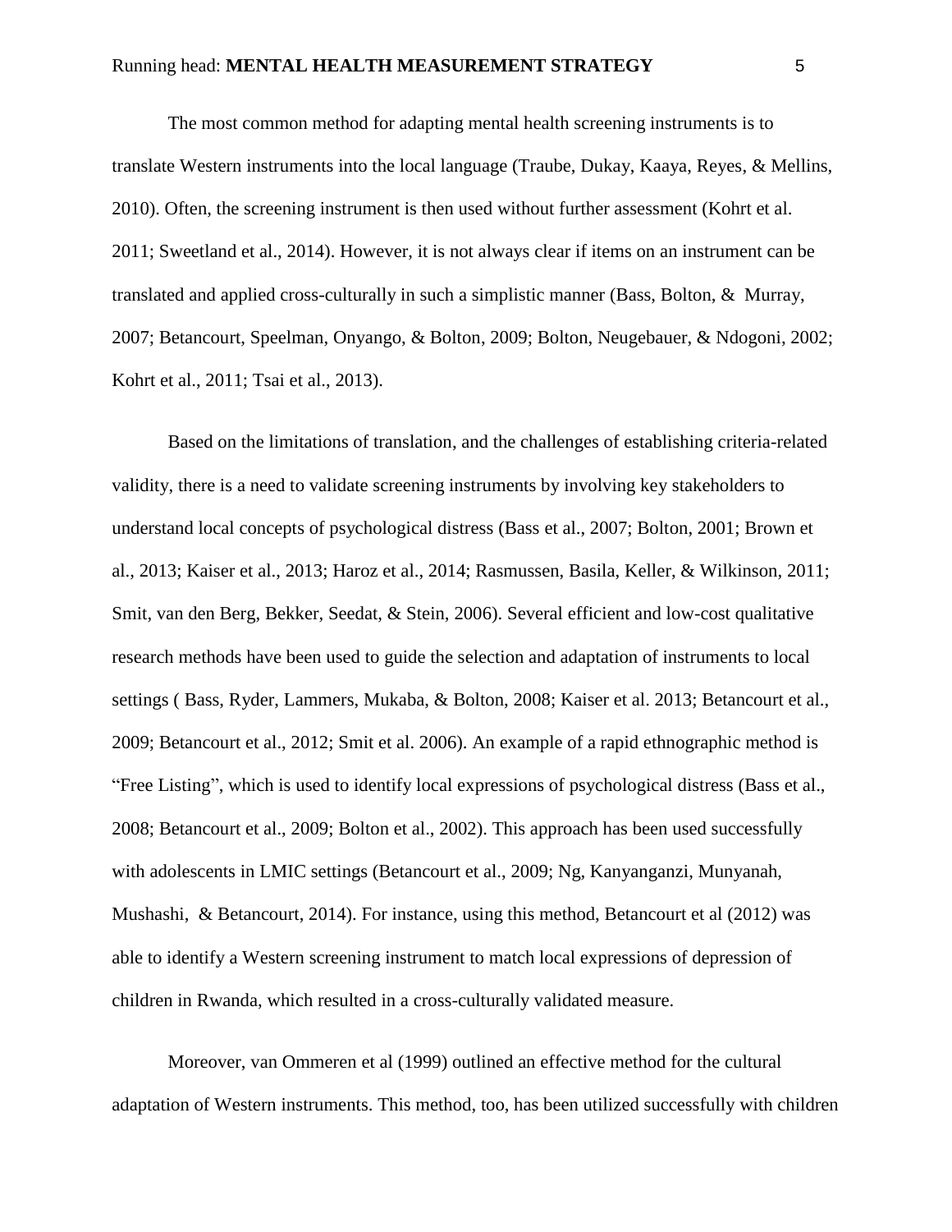The most common method for adapting mental health screening instruments is to translate Western instruments into the local language (Traube, Dukay, Kaaya, Reyes, & Mellins, 2010). Often, the screening instrument is then used without further assessment (Kohrt et al. 2011; Sweetland et al., 2014). However, it is not always clear if items on an instrument can be translated and applied cross-culturally in such a simplistic manner (Bass, Bolton, & Murray, 2007; Betancourt, Speelman, Onyango, & Bolton, 2009; Bolton, Neugebauer, & Ndogoni, 2002; Kohrt et al., 2011; Tsai et al., 2013).

Based on the limitations of translation, and the challenges of establishing criteria-related validity, there is a need to validate screening instruments by involving key stakeholders to understand local concepts of psychological distress (Bass et al., 2007; Bolton, 2001; Brown et al., 2013; Kaiser et al., 2013; Haroz et al., 2014; Rasmussen, Basila, Keller, & Wilkinson, 2011; Smit, van den Berg, Bekker, Seedat, & Stein, 2006). Several efficient and low-cost qualitative research methods have been used to guide the selection and adaptation of instruments to local settings ( Bass, Ryder, Lammers, Mukaba, & Bolton, 2008; Kaiser et al. 2013; Betancourt et al., 2009; Betancourt et al., 2012; Smit et al. 2006). An example of a rapid ethnographic method is "Free Listing", which is used to identify local expressions of psychological distress (Bass et al., 2008; Betancourt et al., 2009; Bolton et al., 2002). This approach has been used successfully with adolescents in LMIC settings (Betancourt et al., 2009; Ng, Kanyanganzi, Munyanah, Mushashi, & Betancourt, 2014). For instance, using this method, Betancourt et al (2012) was able to identify a Western screening instrument to match local expressions of depression of children in Rwanda, which resulted in a cross-culturally validated measure.

Moreover, van Ommeren et al (1999) outlined an effective method for the cultural adaptation of Western instruments. This method, too, has been utilized successfully with children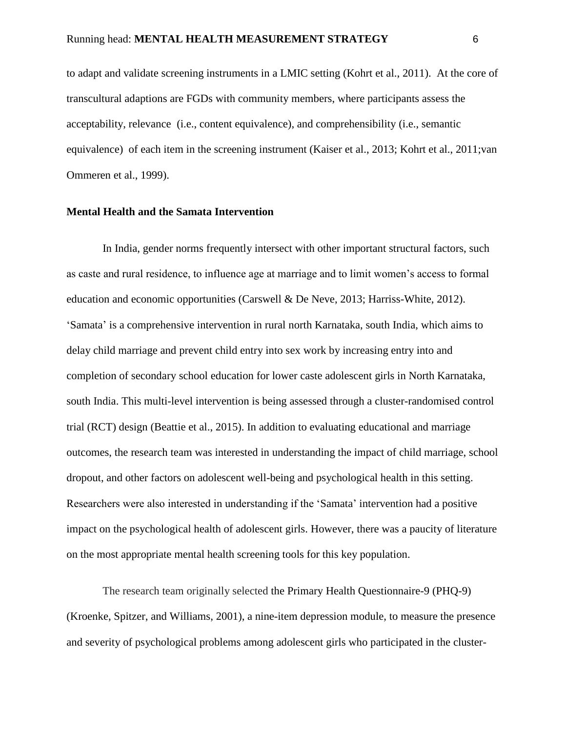to adapt and validate screening instruments in a LMIC setting (Kohrt et al., 2011). At the core of transcultural adaptions are FGDs with community members, where participants assess the acceptability, relevance (i.e., content equivalence), and comprehensibility (i.e., semantic equivalence) of each item in the screening instrument (Kaiser et al., 2013; Kohrt et al., 2011;van Ommeren et al., 1999).

**Mental Health and the Samata Intervention**

In India, gender norms frequently intersect with other important structural factors, such as caste and rural residence, to influence age at marriage and to limit women's access to formal education and economic opportunities (Carswell & De Neve, 2013; Harriss-White, 2012). 'Samata' is a comprehensive intervention in rural north Karnataka, south India, which aims to delay child marriage and prevent child entry into sex work by increasing entry into and completion of secondary school education for lower caste adolescent girls in North Karnataka, south India. This multi-level intervention is being assessed through a cluster-randomised control trial (RCT) design (Beattie et al., 2015). In addition to evaluating educational and marriage outcomes, the research team was interested in understanding the impact of child marriage, school dropout, and other factors on adolescent well-being and psychological health in this setting. Researchers were also interested in understanding if the 'Samata' intervention had a positive impact on the psychological health of adolescent girls. However, there was a paucity of literature on the most appropriate mental health screening tools for this key population.

The research team originally selected the Primary Health Questionnaire-9 (PHQ-9) (Kroenke, Spitzer, and Williams, 2001), a nine-item depression module, to measure the presence and severity of psychological problems among adolescent girls who participated in the cluster-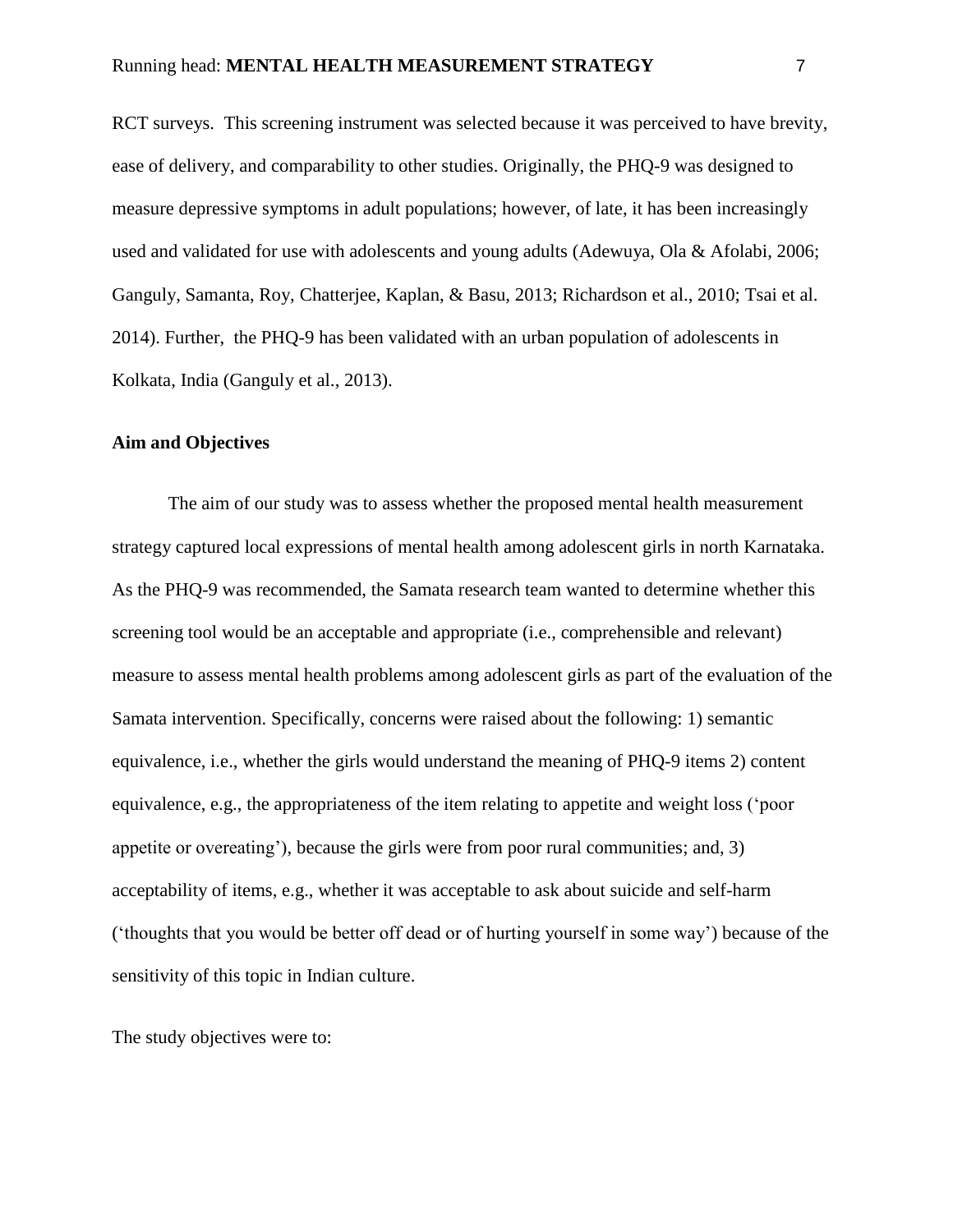RCT surveys. This screening instrument was selected because it was perceived to have brevity, ease of delivery, and comparability to other studies. Originally, the PHQ-9 was designed to measure depressive symptoms in adult populations; however, of late, it has been increasingly used and validated for use with adolescents and young adults (Adewuya, Ola & Afolabi, 2006; Ganguly, Samanta, Roy, Chatterjee, Kaplan, & Basu, 2013; Richardson et al., 2010; Tsai et al. 2014). Further, the PHQ-9 has been validated with an urban population of adolescents in Kolkata, India (Ganguly et al., 2013).

**Aim and Objectives**

The aim of our study was to assess whether the proposed mental health measurement strategy captured local expressions of mental health among adolescent girls in north Karnataka. As the PHQ-9 was recommended, the Samata research team wanted to determine whether this screening tool would be an acceptable and appropriate (i.e., comprehensible and relevant) measure to assess mental health problems among adolescent girls as part of the evaluation of the Samata intervention. Specifically, concerns were raised about the following: 1) semantic equivalence, i.e., whether the girls would understand the meaning of PHQ-9 items 2) content equivalence, e.g., the appropriateness of the item relating to appetite and weight loss ('poor appetite or overeating'), because the girls were from poor rural communities; and, 3) acceptability of items, e.g., whether it was acceptable to ask about suicide and self-harm ('thoughts that you would be better off dead or of hurting yourself in some way') because of the sensitivity of this topic in Indian culture.

The study objectives were to: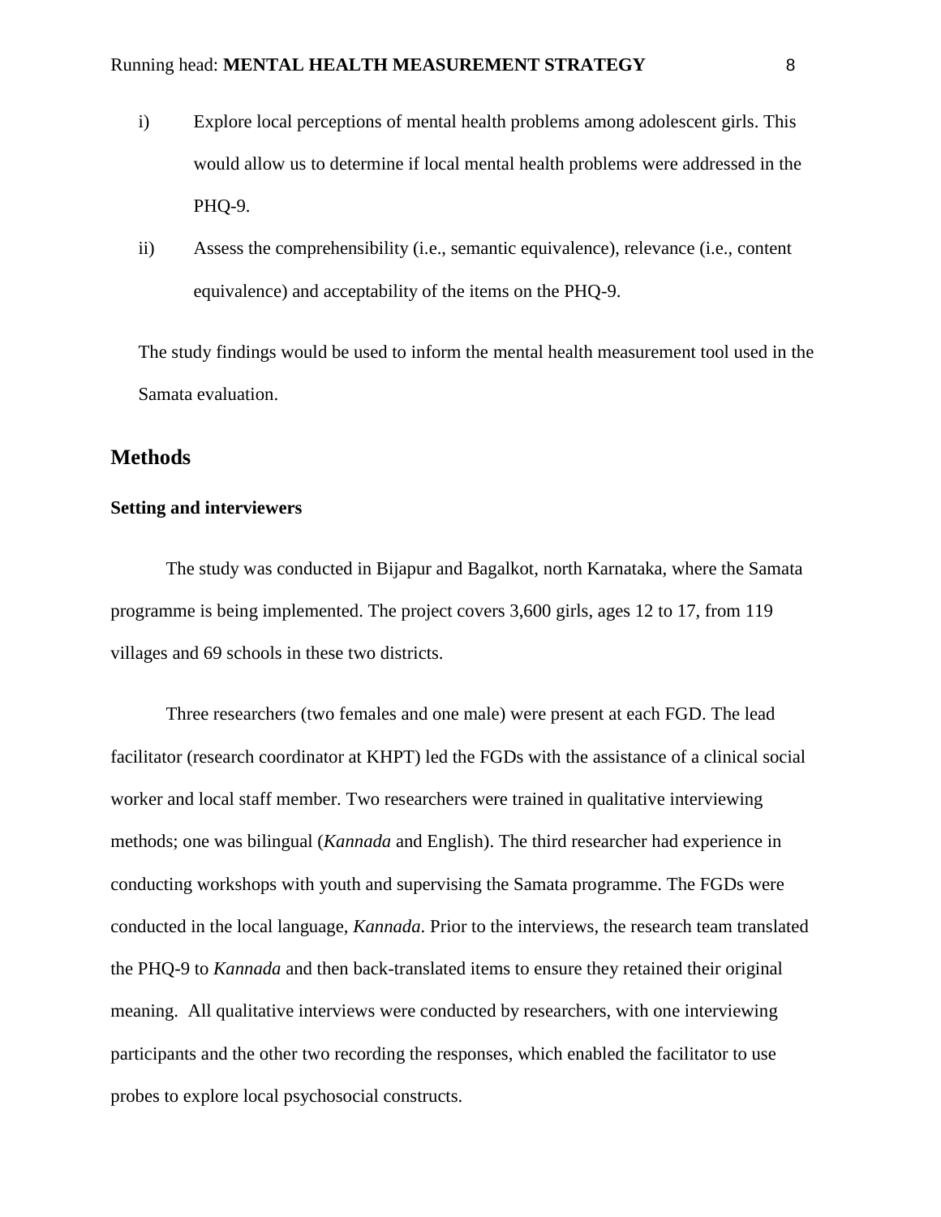i) Explore local perceptions of mental health problems among adolescent girls. This would allow us to determine if local mental health problems were addressed in the PHQ-9.

ii) Assess the comprehensibility (i.e., semantic equivalence), relevance (i.e., content equivalence) and acceptability of the items on the PHQ-9.

The study findings would be used to inform the mental health measurement tool used in the Samata evaluation.

## Methods

### Setting and interviewers

The study was conducted in Bijapur and Bagalkot, north Karnataka, where the Samata programme is being implemented. The project covers 3,600 girls, ages 12 to 17, from 119 villages and 69 schools in these two districts.

Three researchers (two females and one male) were present at each FGD. The lead facilitator (research coordinator at KHPT) led the FGDs with the assistance of a clinical social worker and local staff member. Two researchers were trained in qualitative interviewing methods; one was bilingual (*Kannada* and English). The third researcher had experience in conducting workshops with youth and supervising the Samata programme. The FGDs were conducted in the local language, *Kannada*. Prior to the interviews, the research team translated the PHQ-9 to *Kannada* and then back-translated items to ensure they retained their original meaning. All qualitative interviews were conducted by researchers, with one interviewing participants and the other two recording the responses, which enabled the facilitator to use probes to explore local psychosocial constructs.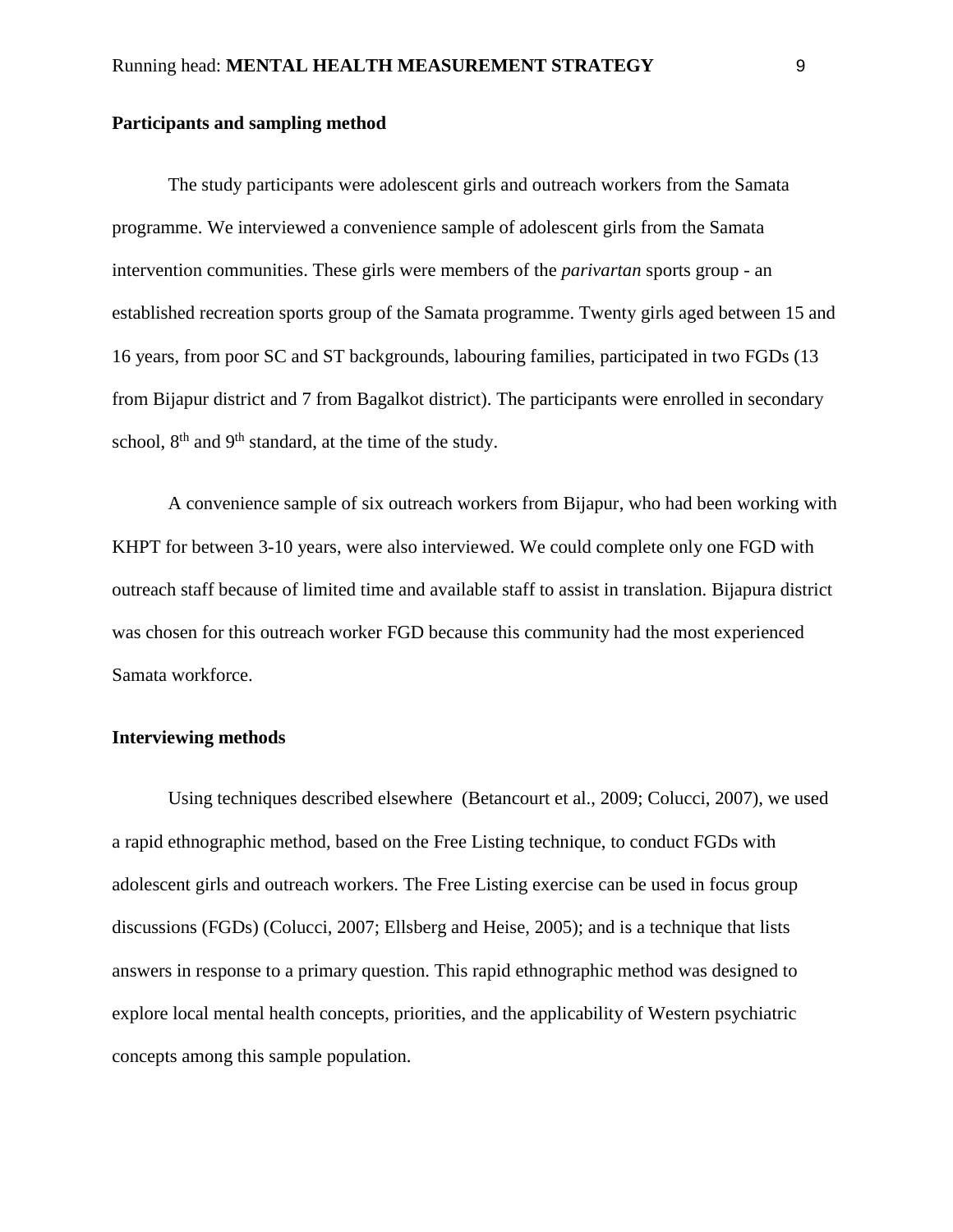**Participants and sampling method**

The study participants were adolescent girls and outreach workers from the Samata programme. We interviewed a convenience sample of adolescent girls from the Samata intervention communities. These girls were members of the *parivartan* sports group - an established recreation sports group of the Samata programme. Twenty girls aged between 15 and 16 years, from poor SC and ST backgrounds, labouring families, participated in two FGDs (13 from Bijapur district and 7 from Bagalkot district). The participants were enrolled in secondary school, 8th and 9th standard, at the time of the study.

A convenience sample of six outreach workers from Bijapur, who had been working with KHPT for between 3-10 years, were also interviewed. We could complete only one FGD with outreach staff because of limited time and available staff to assist in translation. Bijapura district was chosen for this outreach worker FGD because this community had the most experienced Samata workforce.

**Interviewing methods**

Using techniques described elsewhere (Betancourt et al., 2009; Colucci, 2007), we used a rapid ethnographic method, based on the Free Listing technique, to conduct FGDs with adolescent girls and outreach workers. The Free Listing exercise can be used in focus group discussions (FGDs) (Colucci, 2007; Ellsberg and Heise, 2005); and is a technique that lists answers in response to a primary question. This rapid ethnographic method was designed to explore local mental health concepts, priorities, and the applicability of Western psychiatric concepts among this sample population.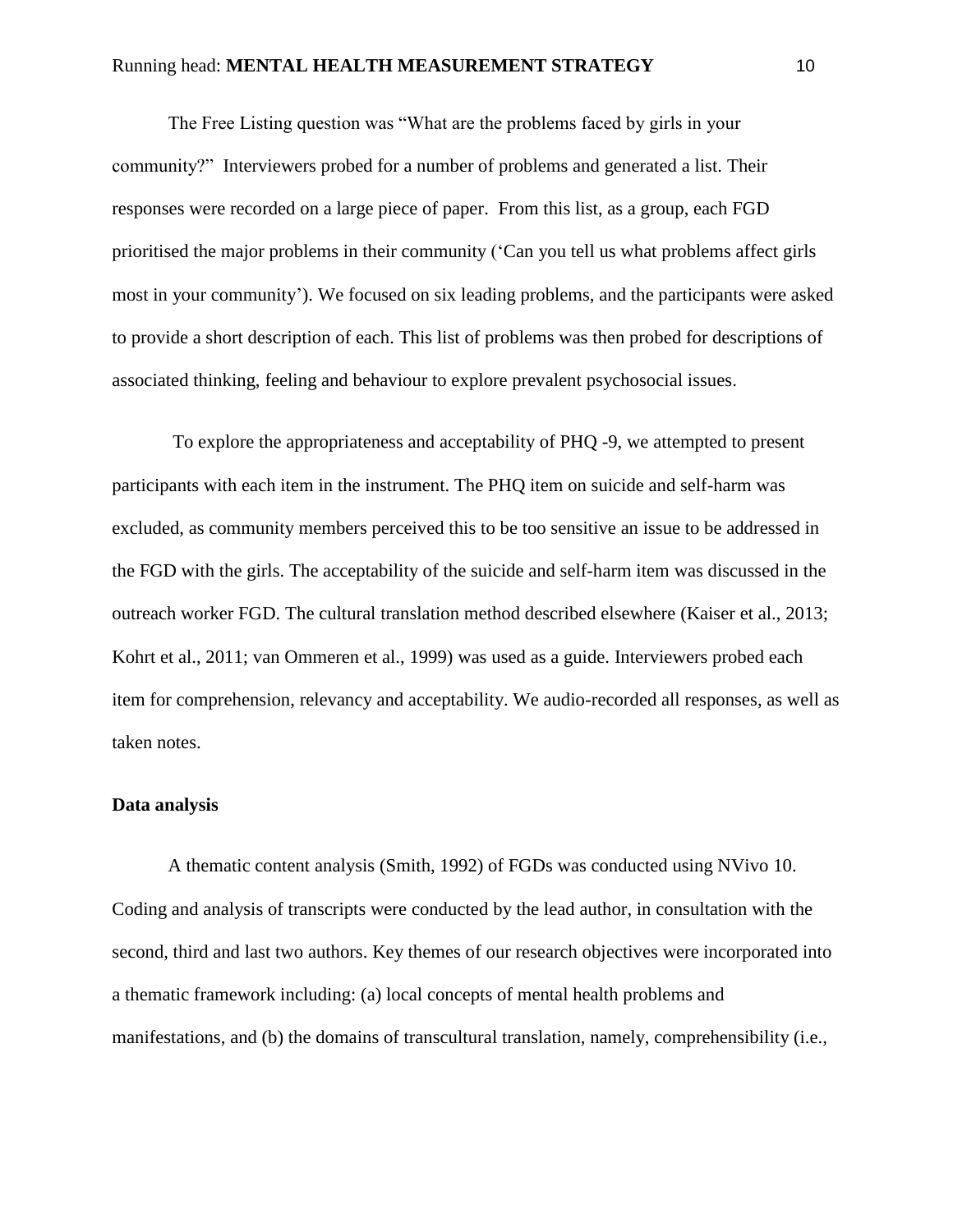The Free Listing question was "What are the problems faced by girls in your community?" Interviewers probed for a number of problems and generated a list. Their responses were recorded on a large piece of paper. From this list, as a group, each FGD prioritised the major problems in their community ('Can you tell us what problems affect girls most in your community'). We focused on six leading problems, and the participants were asked to provide a short description of each. This list of problems was then probed for descriptions of associated thinking, feeling and behaviour to explore prevalent psychosocial issues.

To explore the appropriateness and acceptability of PHQ -9, we attempted to present participants with each item in the instrument. The PHQ item on suicide and self-harm was excluded, as community members perceived this to be too sensitive an issue to be addressed in the FGD with the girls. The acceptability of the suicide and self-harm item was discussed in the outreach worker FGD. The cultural translation method described elsewhere (Kaiser et al., 2013; Kohrt et al., 2011; van Ommeren et al., 1999) was used as a guide. Interviewers probed each item for comprehension, relevancy and acceptability. We audio-recorded all responses, as well as taken notes.

**Data analysis**

A thematic content analysis (Smith, 1992) of FGDs was conducted using NVivo 10. Coding and analysis of transcripts were conducted by the lead author, in consultation with the second, third and last two authors. Key themes of our research objectives were incorporated into a thematic framework including: (a) local concepts of mental health problems and manifestations, and (b) the domains of transcultural translation, namely, comprehensibility (i.e.,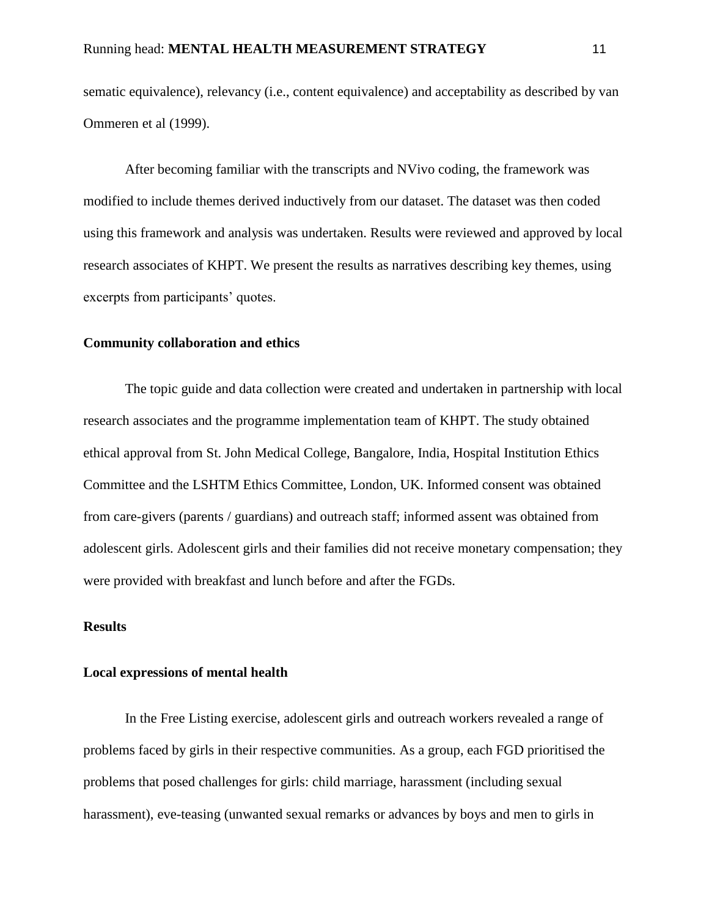sematic equivalence), relevancy (i.e., content equivalence) and acceptability as described by van Ommeren et al (1999).

After becoming familiar with the transcripts and NVivo coding, the framework was modified to include themes derived inductively from our dataset. The dataset was then coded using this framework and analysis was undertaken. Results were reviewed and approved by local research associates of KHPT. We present the results as narratives describing key themes, using excerpts from participants' quotes.

### Community collaboration and ethics

The topic guide and data collection were created and undertaken in partnership with local research associates and the programme implementation team of KHPT. The study obtained ethical approval from St. John Medical College, Bangalore, India, Hospital Institution Ethics Committee and the LSHTM Ethics Committee, London, UK. Informed consent was obtained from care-givers (parents / guardians) and outreach staff; informed assent was obtained from adolescent girls. Adolescent girls and their families did not receive monetary compensation; they were provided with breakfast and lunch before and after the FGDs.

## Results

### Local expressions of mental health

In the Free Listing exercise, adolescent girls and outreach workers revealed a range of problems faced by girls in their respective communities. As a group, each FGD prioritised the problems that posed challenges for girls: child marriage, harassment (including sexual harassment), eve-teasing (unwanted sexual remarks or advances by boys and men to girls in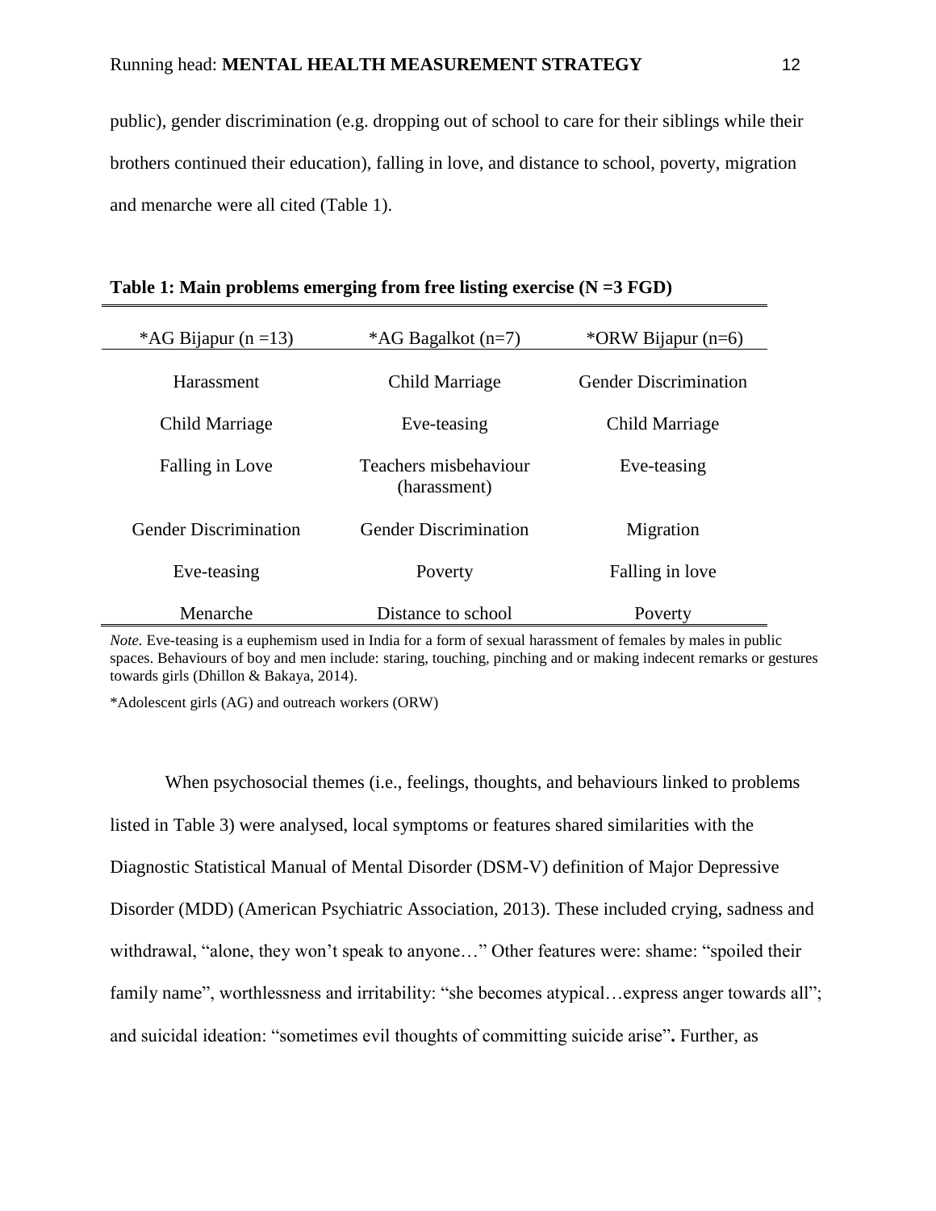public), gender discrimination (e.g. dropping out of school to care for their siblings while their brothers continued their education), falling in love, and distance to school, poverty, migration and menarche were all cited (Table 1).

**Table 1: Main problems emerging from free listing exercise (N =3 FGD)**

| *AG Bijapur (n =13) | *AG Bagalkot (n=7) | *ORW Bijapur (n=6) |
|---|---|---|
| Harassment | Child Marriage | Gender Discrimination |
| Child Marriage | Eve-teasing | Child Marriage |
| Falling in Love | Teachers misbehaviour (harassment) | Eve-teasing |
| Gender Discrimination | Gender Discrimination | Migration |
| Eve-teasing | Poverty | Falling in love |
| Menarche | Distance to school | Poverty |

*Note.* Eve-teasing is a euphemism used in India for a form of sexual harassment of females by males in public spaces. Behaviours of boy and men include: staring, touching, pinching and or making indecent remarks or gestures towards girls (Dhillon & Bakaya, 2014).

*Adolescent girls (AG) and outreach workers (ORW)

When psychosocial themes (i.e., feelings, thoughts, and behaviours linked to problems listed in Table 3) were analysed, local symptoms or features shared similarities with the Diagnostic Statistical Manual of Mental Disorder (DSM-V) definition of Major Depressive Disorder (MDD) (American Psychiatric Association, 2013). These included crying, sadness and withdrawal, "alone, they won't speak to anyone…" Other features were: shame: "spoiled their family name", worthlessness and irritability: "she becomes atypical…express anger towards all"; and suicidal ideation: "sometimes evil thoughts of committing suicide arise"**.** Further, as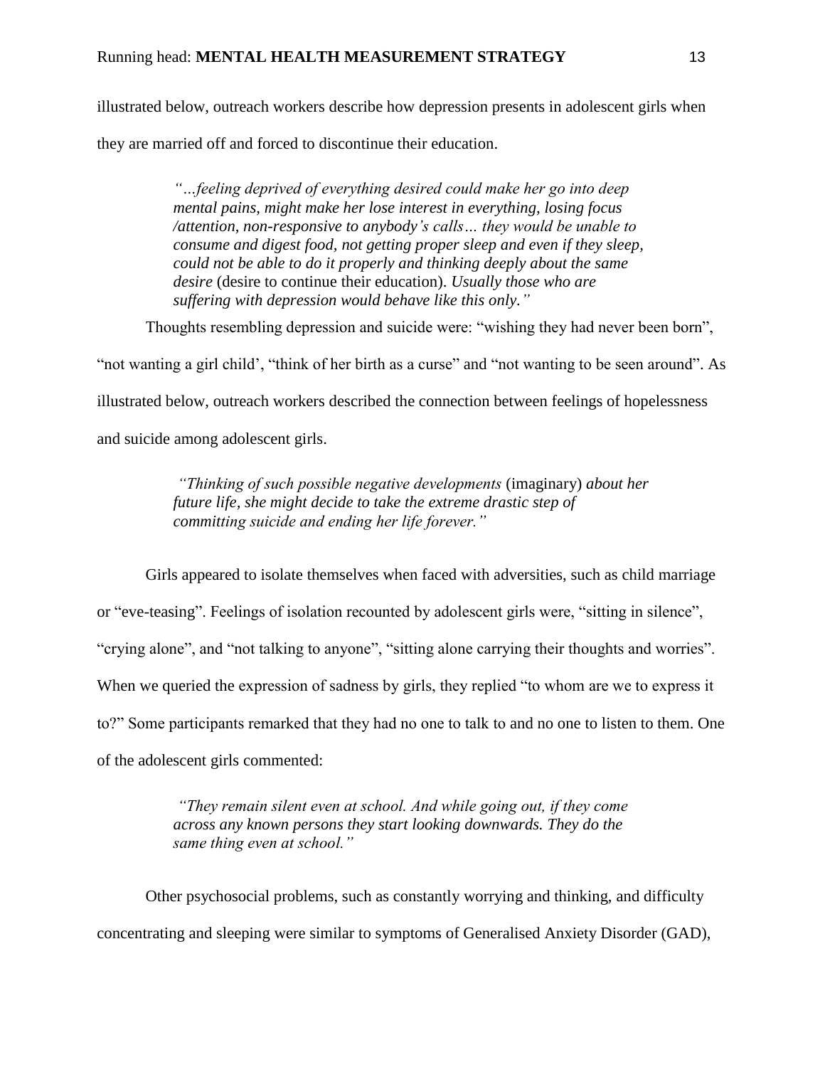illustrated below, outreach workers describe how depression presents in adolescent girls when they are married off and forced to discontinue their education.

> *"…feeling deprived of everything desired could make her go into deep mental pains, might make her lose interest in everything, losing focus /attention, non-responsive to anybody's calls… they would be unable to consume and digest food, not getting proper sleep and even if they sleep, could not be able to do it properly and thinking deeply about the same desire* (desire to continue their education). *Usually those who are suffering with depression would behave like this only."*

Thoughts resembling depression and suicide were: "wishing they had never been born", "not wanting a girl child', "think of her birth as a curse" and "not wanting to be seen around". As illustrated below, outreach workers described the connection between feelings of hopelessness and suicide among adolescent girls.

> *"Thinking of such possible negative developments* (imaginary) *about her future life, she might decide to take the extreme drastic step of committing suicide and ending her life forever."*

Girls appeared to isolate themselves when faced with adversities, such as child marriage or "eve-teasing". Feelings of isolation recounted by adolescent girls were, "sitting in silence", "crying alone", and "not talking to anyone", "sitting alone carrying their thoughts and worries". When we queried the expression of sadness by girls, they replied "to whom are we to express it to?" Some participants remarked that they had no one to talk to and no one to listen to them. One of the adolescent girls commented:

> *"They remain silent even at school. And while going out, if they come across any known persons they start looking downwards. They do the same thing even at school."*

Other psychosocial problems, such as constantly worrying and thinking, and difficulty concentrating and sleeping were similar to symptoms of Generalised Anxiety Disorder (GAD),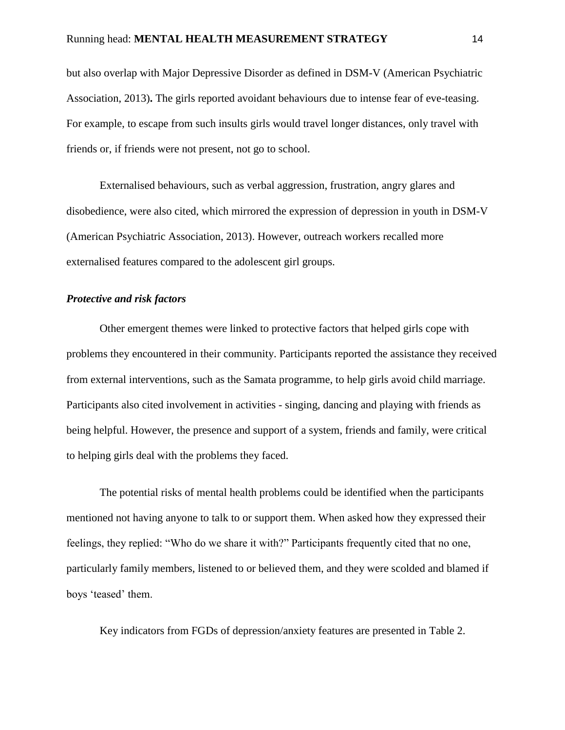but also overlap with Major Depressive Disorder as defined in DSM-V (American Psychiatric Association, 2013)**.** The girls reported avoidant behaviours due to intense fear of eve-teasing. For example, to escape from such insults girls would travel longer distances, only travel with friends or, if friends were not present, not go to school.

Externalised behaviours, such as verbal aggression, frustration, angry glares and disobedience, were also cited, which mirrored the expression of depression in youth in DSM-V (American Psychiatric Association, 2013). However, outreach workers recalled more externalised features compared to the adolescent girl groups.

### *Protective and risk factors*

Other emergent themes were linked to protective factors that helped girls cope with problems they encountered in their community. Participants reported the assistance they received from external interventions, such as the Samata programme, to help girls avoid child marriage. Participants also cited involvement in activities - singing, dancing and playing with friends as being helpful. However, the presence and support of a system, friends and family, were critical to helping girls deal with the problems they faced.

The potential risks of mental health problems could be identified when the participants mentioned not having anyone to talk to or support them. When asked how they expressed their feelings, they replied: "Who do we share it with?" Participants frequently cited that no one, particularly family members, listened to or believed them, and they were scolded and blamed if boys 'teased' them.

Key indicators from FGDs of depression/anxiety features are presented in Table 2.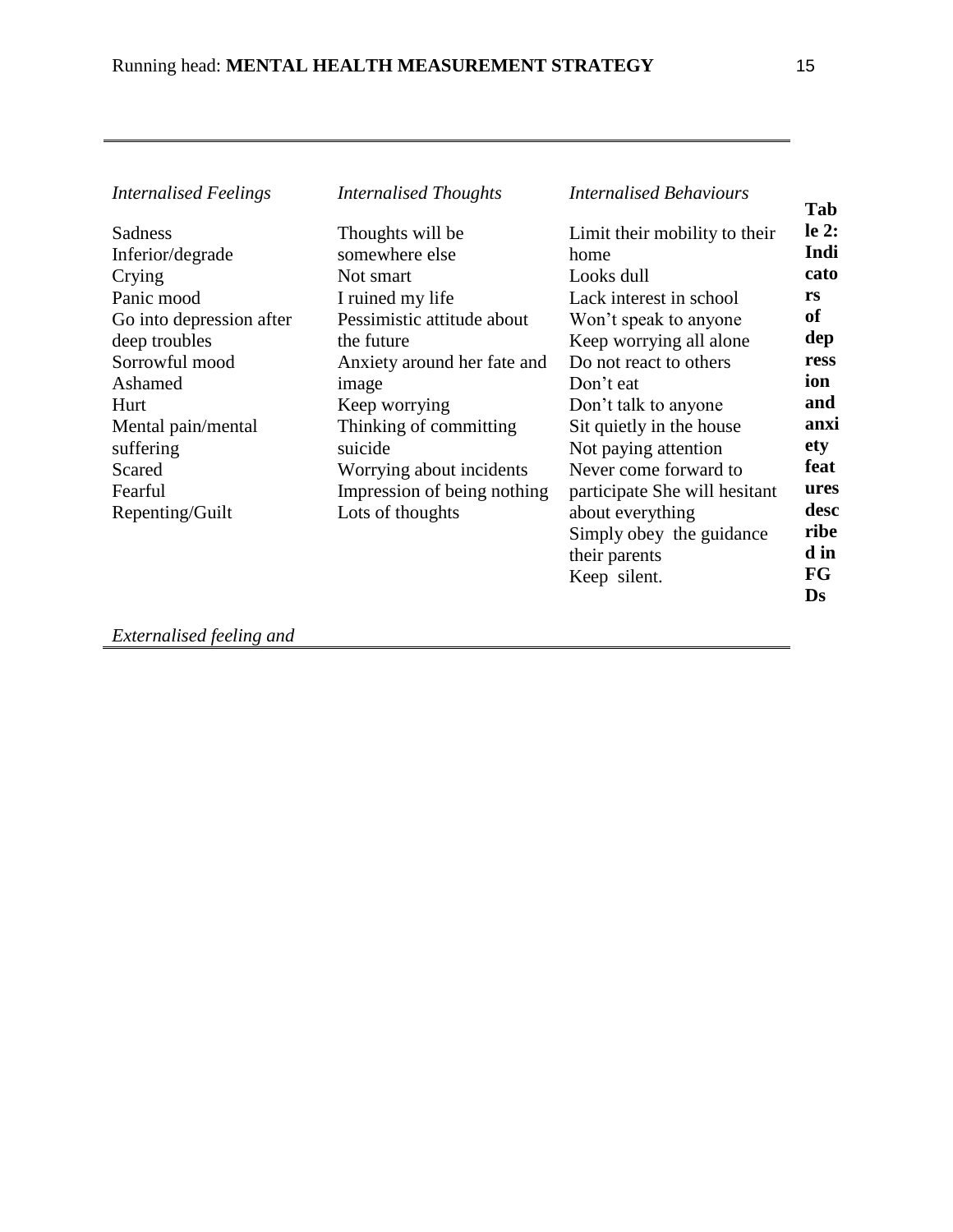**Table 2: Indicators of depression and anxiety features described in FGDs**

| *Internalised Feelings* | *Internalised Thoughts* | *Internalised Behaviours* |
|---|---|---|
| Sadness<br>Inferior/degrade<br>Crying<br>Panic mood<br>Go into depression after deep troubles<br>Sorrowful mood<br>Ashamed<br>Hurt<br>Mental pain/mental suffering<br>Scared<br>Fearful<br>Repenting/Guilt | Thoughts will be somewhere else<br>Not smart<br>I ruined my life<br>Pessimistic attitude about the future<br>Anxiety around her fate and image<br>Keep worrying<br>Thinking of committing suicide<br>Worrying about incidents<br>Impression of being nothing<br>Lots of thoughts | Limit their mobility to their home<br>Looks dull<br>Lack interest in school<br>Won't speak to anyone<br>Keep worrying all alone<br>Do not react to others<br>Don't eat<br>Don't talk to anyone<br>Sit quietly in the house<br>Not paying attention<br>Never come forward to participate She will hesitant about everything<br>Simply obey the guidance their parents<br>Keep silent. |
| *Externalised feeling and* | | |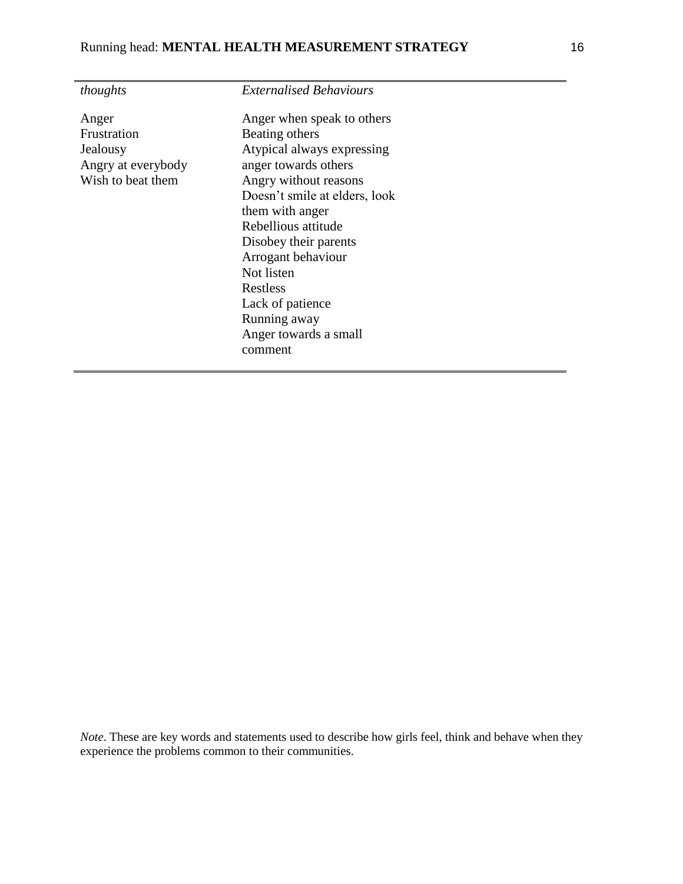| *thoughts* | *Externalised Behaviours* |
|---|---|
| Anger | Anger when speak to others |
| Frustration | Beating others |
| Jealousy | Atypical always expressing anger towards others |
| Angry at everybody | Angry without reasons |
| Wish to beat them | Doesn't smile at elders, look them with anger |
| | Rebellious attitude |
| | Disobey their parents |
| | Arrogant behaviour |
| | Not listen |
| | Restless |
| | Lack of patience |
| | Running away |
| | Anger towards a small comment |

*Note*. These are key words and statements used to describe how girls feel, think and behave when they experience the problems common to their communities.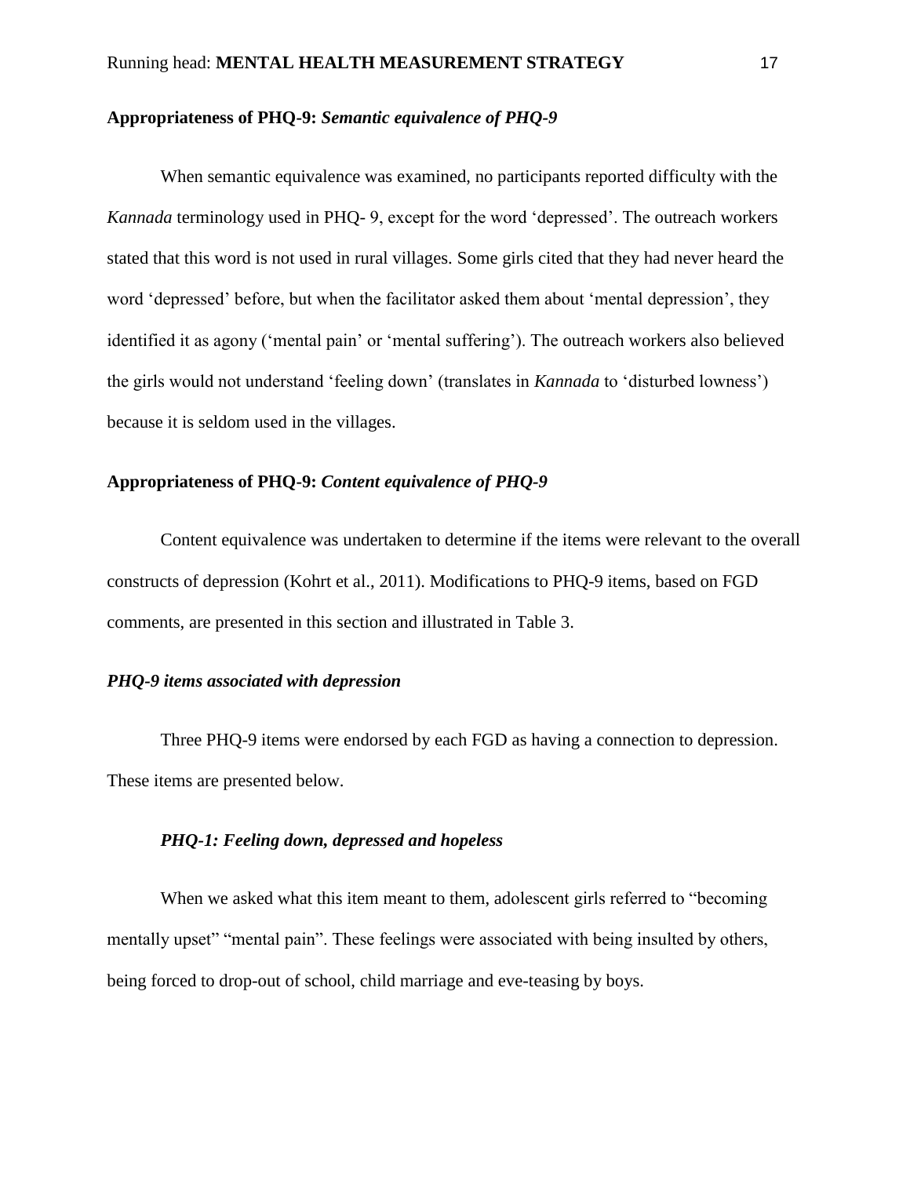**Appropriateness of PHQ-9:** ***Semantic equivalence of PHQ-9***

When semantic equivalence was examined, no participants reported difficulty with the *Kannada* terminology used in PHQ- 9, except for the word 'depressed'. The outreach workers stated that this word is not used in rural villages. Some girls cited that they had never heard the word 'depressed' before, but when the facilitator asked them about 'mental depression', they identified it as agony ('mental pain' or 'mental suffering'). The outreach workers also believed the girls would not understand 'feeling down' (translates in *Kannada* to 'disturbed lowness') because it is seldom used in the villages.

**Appropriateness of PHQ-9:** ***Content equivalence of PHQ-9***

Content equivalence was undertaken to determine if the items were relevant to the overall constructs of depression (Kohrt et al., 2011). Modifications to PHQ-9 items, based on FGD comments, are presented in this section and illustrated in Table 3.

***PHQ-9 items associated with depression***

Three PHQ-9 items were endorsed by each FGD as having a connection to depression. These items are presented below.

***PHQ-1: Feeling down, depressed and hopeless***

When we asked what this item meant to them, adolescent girls referred to "becoming mentally upset" "mental pain". These feelings were associated with being insulted by others, being forced to drop-out of school, child marriage and eve-teasing by boys.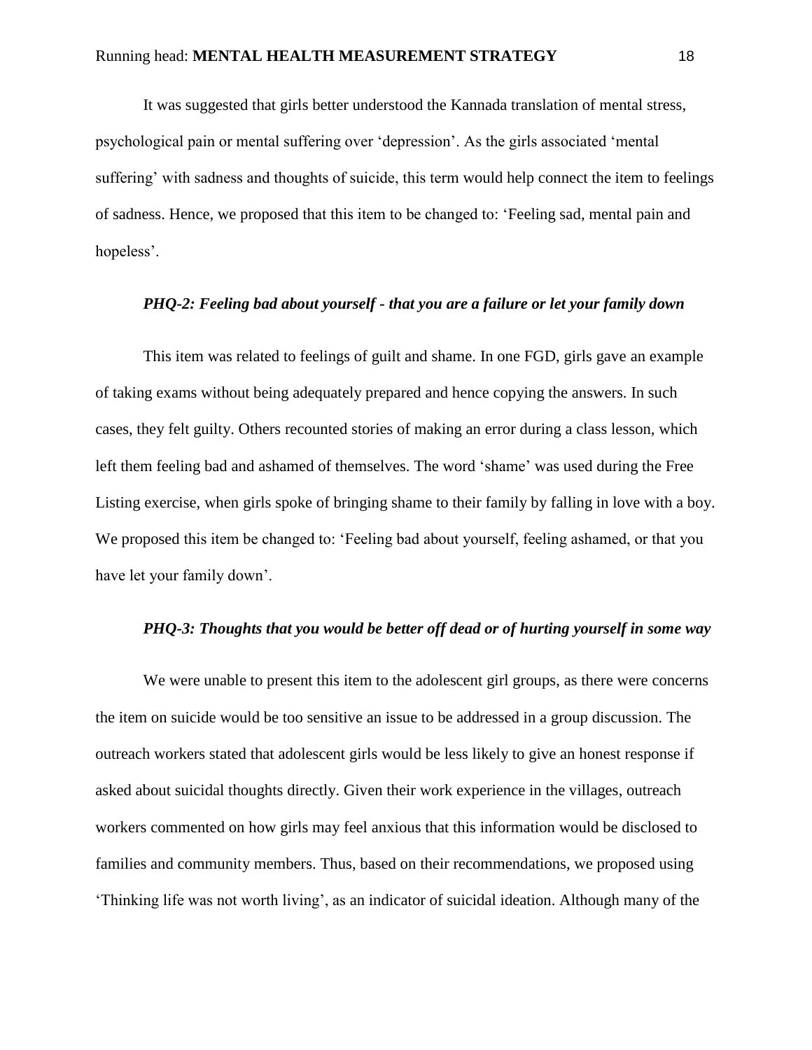It was suggested that girls better understood the Kannada translation of mental stress, psychological pain or mental suffering over 'depression'. As the girls associated 'mental suffering' with sadness and thoughts of suicide, this term would help connect the item to feelings of sadness. Hence, we proposed that this item to be changed to: 'Feeling sad, mental pain and hopeless'.

### *PHQ-2: Feeling bad about yourself - that you are a failure or let your family down*

This item was related to feelings of guilt and shame. In one FGD, girls gave an example of taking exams without being adequately prepared and hence copying the answers. In such cases, they felt guilty. Others recounted stories of making an error during a class lesson, which left them feeling bad and ashamed of themselves. The word 'shame' was used during the Free Listing exercise, when girls spoke of bringing shame to their family by falling in love with a boy. We proposed this item be changed to: 'Feeling bad about yourself, feeling ashamed, or that you have let your family down'.

### *PHQ-3: Thoughts that you would be better off dead or of hurting yourself in some way*

We were unable to present this item to the adolescent girl groups, as there were concerns the item on suicide would be too sensitive an issue to be addressed in a group discussion. The outreach workers stated that adolescent girls would be less likely to give an honest response if asked about suicidal thoughts directly. Given their work experience in the villages, outreach workers commented on how girls may feel anxious that this information would be disclosed to families and community members. Thus, based on their recommendations, we proposed using 'Thinking life was not worth living', as an indicator of suicidal ideation. Although many of the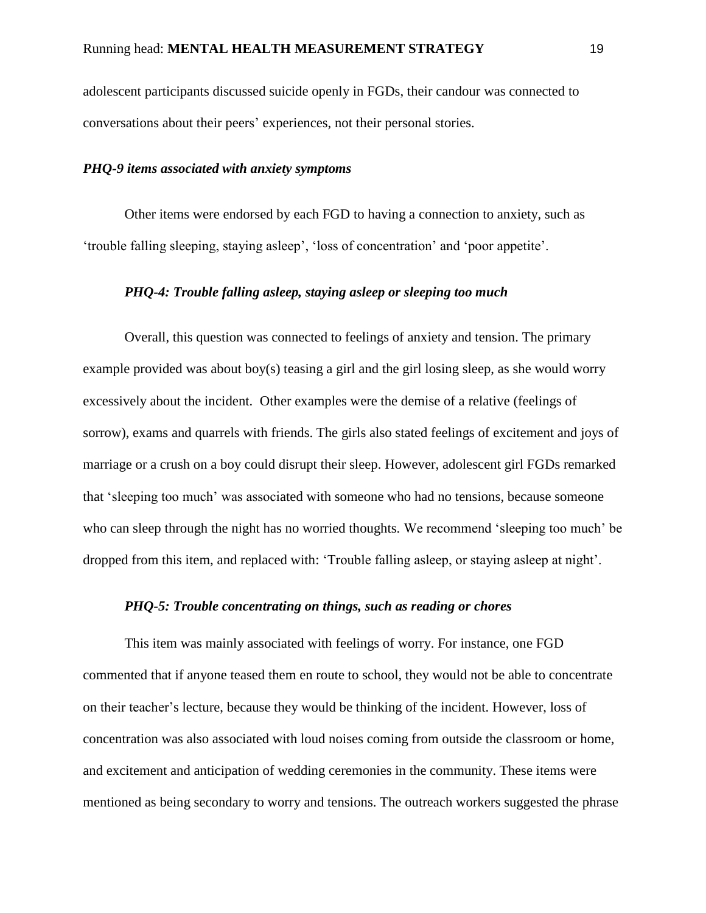adolescent participants discussed suicide openly in FGDs, their candour was connected to conversations about their peers' experiences, not their personal stories.

### *PHQ-9 items associated with anxiety symptoms*

Other items were endorsed by each FGD to having a connection to anxiety, such as 'trouble falling sleeping, staying asleep', 'loss of concentration' and 'poor appetite'.

#### *PHQ-4: Trouble falling asleep, staying asleep or sleeping too much*

Overall, this question was connected to feelings of anxiety and tension. The primary example provided was about boy(s) teasing a girl and the girl losing sleep, as she would worry excessively about the incident. Other examples were the demise of a relative (feelings of sorrow), exams and quarrels with friends. The girls also stated feelings of excitement and joys of marriage or a crush on a boy could disrupt their sleep. However, adolescent girl FGDs remarked that 'sleeping too much' was associated with someone who had no tensions, because someone who can sleep through the night has no worried thoughts. We recommend 'sleeping too much' be dropped from this item, and replaced with: 'Trouble falling asleep, or staying asleep at night'.

#### *PHQ-5: Trouble concentrating on things, such as reading or chores*

This item was mainly associated with feelings of worry. For instance, one FGD commented that if anyone teased them en route to school, they would not be able to concentrate on their teacher's lecture, because they would be thinking of the incident. However, loss of concentration was also associated with loud noises coming from outside the classroom or home, and excitement and anticipation of wedding ceremonies in the community. These items were mentioned as being secondary to worry and tensions. The outreach workers suggested the phrase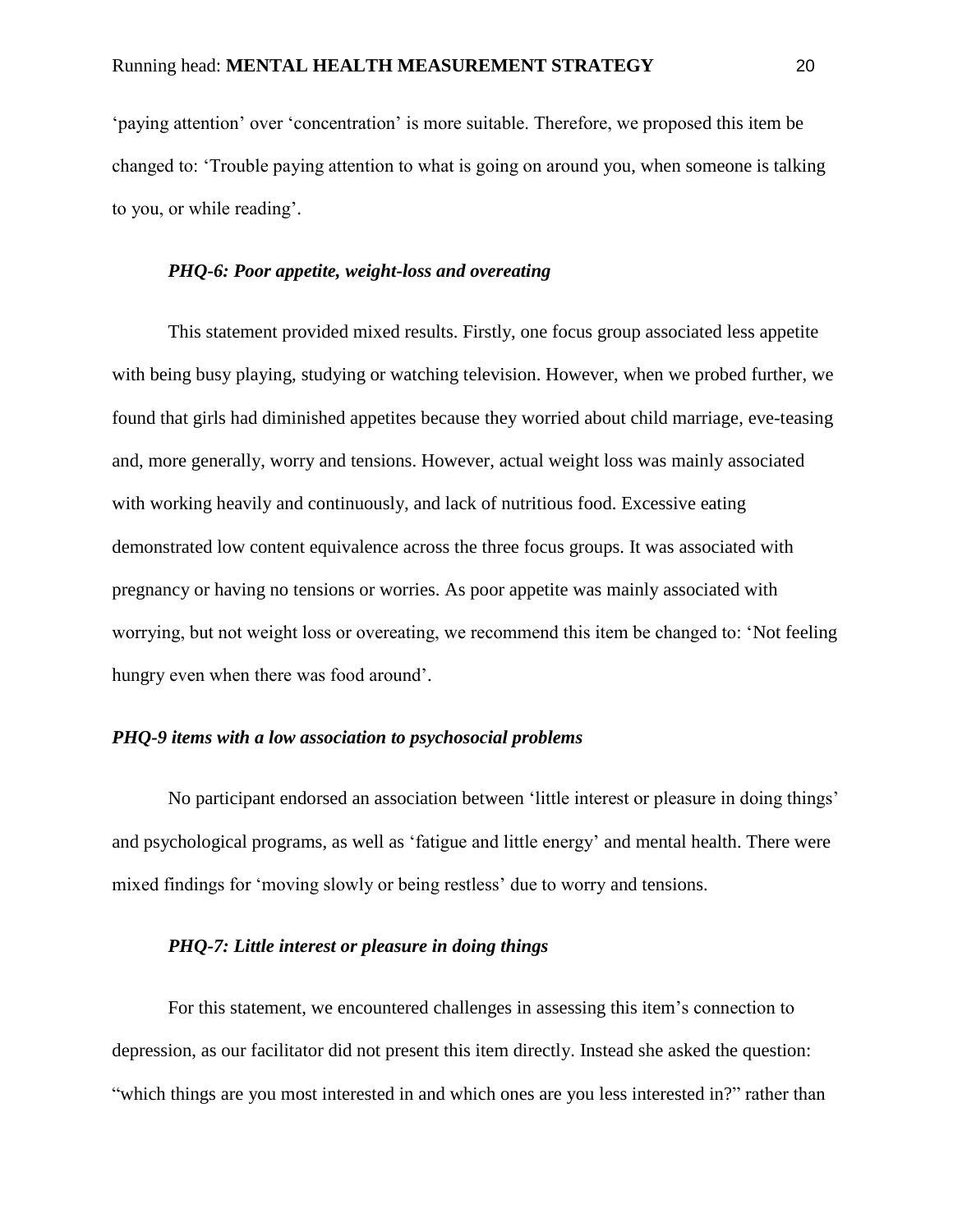'paying attention' over 'concentration' is more suitable. Therefore, we proposed this item be changed to: 'Trouble paying attention to what is going on around you, when someone is talking to you, or while reading'.

#### *PHQ-6: Poor appetite, weight-loss and overeating*

This statement provided mixed results. Firstly, one focus group associated less appetite with being busy playing, studying or watching television. However, when we probed further, we found that girls had diminished appetites because they worried about child marriage, eve-teasing and, more generally, worry and tensions. However, actual weight loss was mainly associated with working heavily and continuously, and lack of nutritious food. Excessive eating demonstrated low content equivalence across the three focus groups. It was associated with pregnancy or having no tensions or worries. As poor appetite was mainly associated with worrying, but not weight loss or overeating, we recommend this item be changed to: 'Not feeling hungry even when there was food around'.

### *PHQ-9 items with a low association to psychosocial problems*

No participant endorsed an association between 'little interest or pleasure in doing things' and psychological programs, as well as 'fatigue and little energy' and mental health. There were mixed findings for 'moving slowly or being restless' due to worry and tensions.

#### *PHQ-7: Little interest or pleasure in doing things*

For this statement, we encountered challenges in assessing this item's connection to depression, as our facilitator did not present this item directly. Instead she asked the question: "which things are you most interested in and which ones are you less interested in?" rather than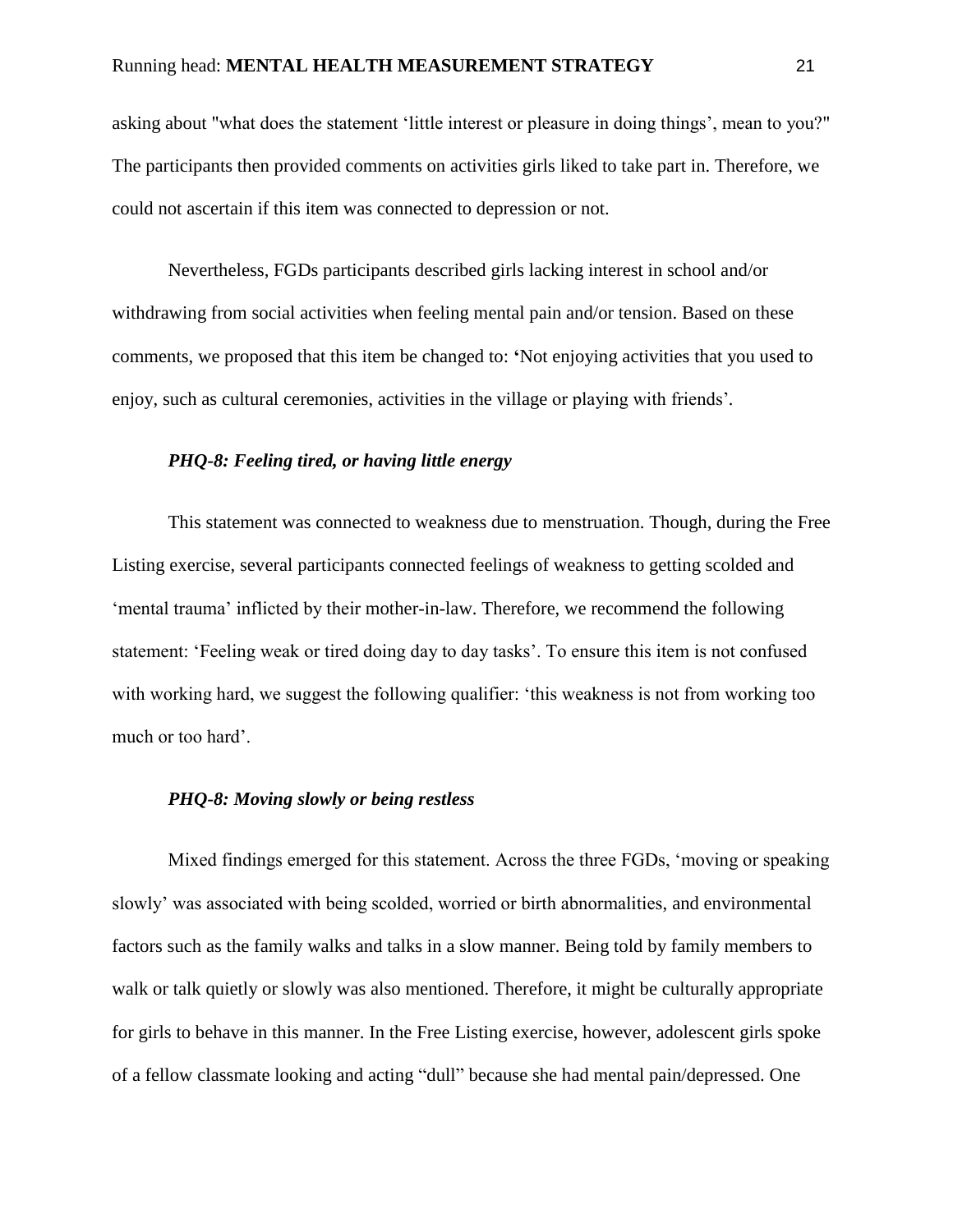asking about "what does the statement 'little interest or pleasure in doing things', mean to you?" The participants then provided comments on activities girls liked to take part in. Therefore, we could not ascertain if this item was connected to depression or not.

Nevertheless, FGDs participants described girls lacking interest in school and/or withdrawing from social activities when feeling mental pain and/or tension. Based on these comments, we proposed that this item be changed to: 'Not enjoying activities that you used to enjoy, such as cultural ceremonies, activities in the village or playing with friends'.

#### *PHQ-8: Feeling tired, or having little energy*

This statement was connected to weakness due to menstruation. Though, during the Free Listing exercise, several participants connected feelings of weakness to getting scolded and 'mental trauma' inflicted by their mother-in-law. Therefore, we recommend the following statement: 'Feeling weak or tired doing day to day tasks'. To ensure this item is not confused with working hard, we suggest the following qualifier: 'this weakness is not from working too much or too hard'.

#### *PHQ-8: Moving slowly or being restless*

Mixed findings emerged for this statement. Across the three FGDs, 'moving or speaking slowly' was associated with being scolded, worried or birth abnormalities, and environmental factors such as the family walks and talks in a slow manner. Being told by family members to walk or talk quietly or slowly was also mentioned. Therefore, it might be culturally appropriate for girls to behave in this manner. In the Free Listing exercise, however, adolescent girls spoke of a fellow classmate looking and acting "dull" because she had mental pain/depressed. One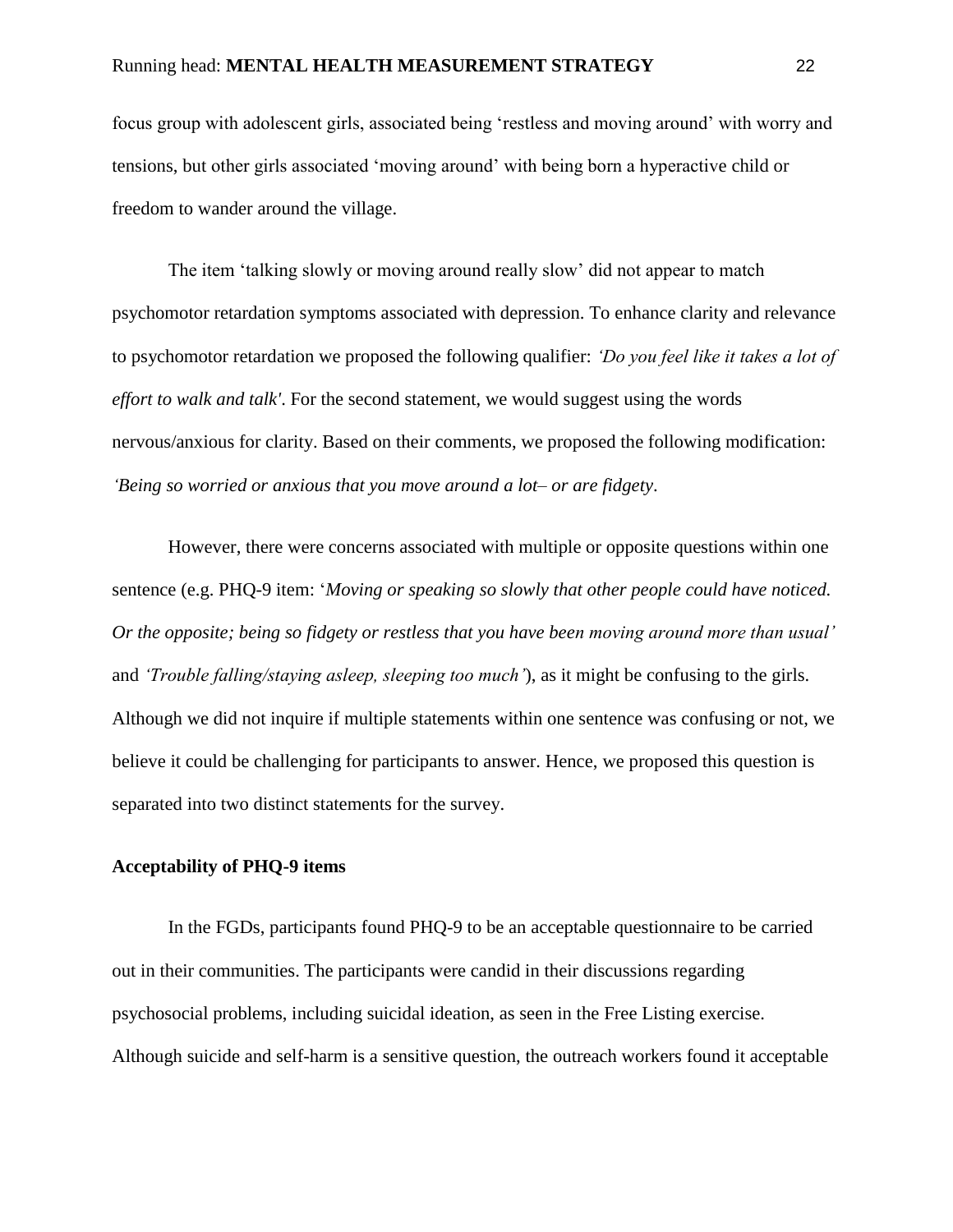focus group with adolescent girls, associated being 'restless and moving around' with worry and tensions, but other girls associated 'moving around' with being born a hyperactive child or freedom to wander around the village.

The item 'talking slowly or moving around really slow' did not appear to match psychomotor retardation symptoms associated with depression. To enhance clarity and relevance to psychomotor retardation we proposed the following qualifier: *'Do you feel like it takes a lot of effort to walk and talk'*. For the second statement, we would suggest using the words nervous/anxious for clarity. Based on their comments, we proposed the following modification: *'Being so worried or anxious that you move around a lot– or are fidgety*.

However, there were concerns associated with multiple or opposite questions within one sentence (e.g. PHQ-9 item: '*Moving or speaking so slowly that other people could have noticed. Or the opposite; being so fidgety or restless that you have been moving around more than usual'* and *'Trouble falling/staying asleep, sleeping too much'*), as it might be confusing to the girls. Although we did not inquire if multiple statements within one sentence was confusing or not, we believe it could be challenging for participants to answer. Hence, we proposed this question is separated into two distinct statements for the survey.

**Acceptability of PHQ-9 items**

In the FGDs, participants found PHQ-9 to be an acceptable questionnaire to be carried out in their communities. The participants were candid in their discussions regarding psychosocial problems, including suicidal ideation, as seen in the Free Listing exercise. Although suicide and self-harm is a sensitive question, the outreach workers found it acceptable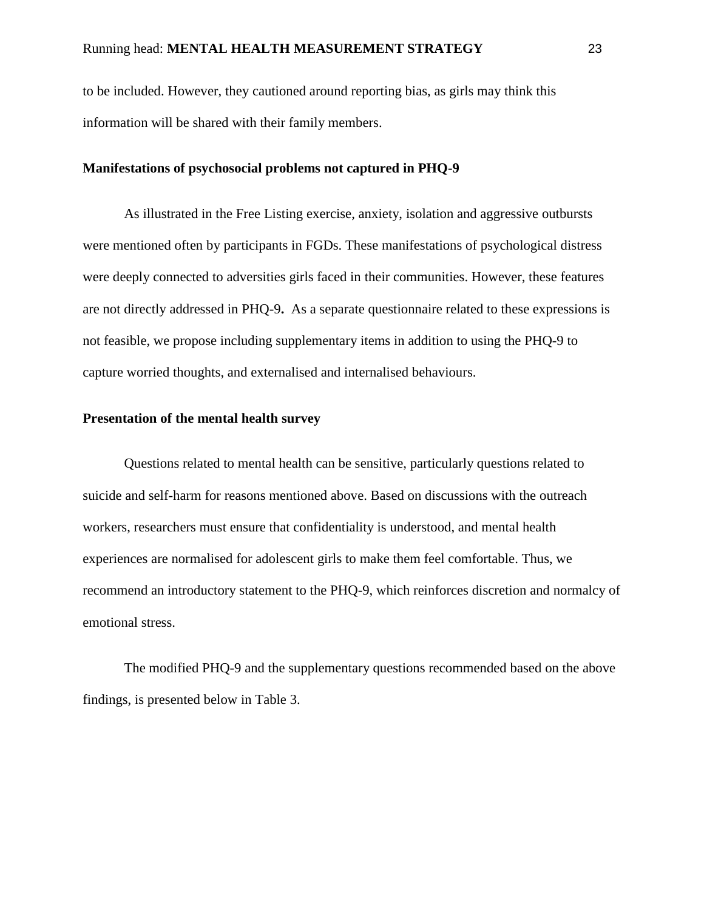to be included. However, they cautioned around reporting bias, as girls may think this information will be shared with their family members.

**Manifestations of psychosocial problems not captured in PHQ-9**

As illustrated in the Free Listing exercise, anxiety, isolation and aggressive outbursts were mentioned often by participants in FGDs. These manifestations of psychological distress were deeply connected to adversities girls faced in their communities. However, these features are not directly addressed in PHQ-9**.** As a separate questionnaire related to these expressions is not feasible, we propose including supplementary items in addition to using the PHQ-9 to capture worried thoughts, and externalised and internalised behaviours.

**Presentation of the mental health survey**

Questions related to mental health can be sensitive, particularly questions related to suicide and self-harm for reasons mentioned above. Based on discussions with the outreach workers, researchers must ensure that confidentiality is understood, and mental health experiences are normalised for adolescent girls to make them feel comfortable. Thus, we recommend an introductory statement to the PHQ-9, which reinforces discretion and normalcy of emotional stress.

The modified PHQ-9 and the supplementary questions recommended based on the above findings, is presented below in Table 3.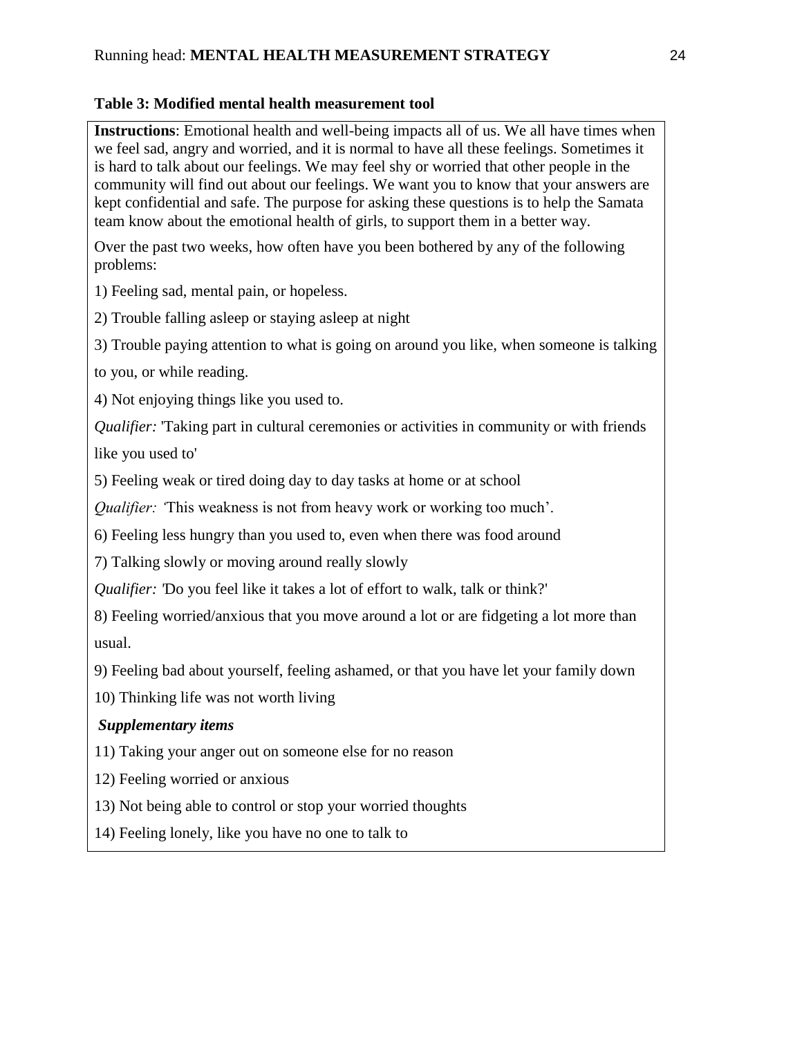**Table 3: Modified mental health measurement tool**

**Instructions**: Emotional health and well-being impacts all of us. We all have times when we feel sad, angry and worried, and it is normal to have all these feelings. Sometimes it is hard to talk about our feelings. We may feel shy or worried that other people in the community will find out about our feelings. We want you to know that your answers are kept confidential and safe. The purpose for asking these questions is to help the Samata team know about the emotional health of girls, to support them in a better way.

Over the past two weeks, how often have you been bothered by any of the following problems:

1) Feeling sad, mental pain, or hopeless.

2) Trouble falling asleep or staying asleep at night

3) Trouble paying attention to what is going on around you like, when someone is talking to you, or while reading.

4) Not enjoying things like you used to.

*Qualifier:* 'Taking part in cultural ceremonies or activities in community or with friends like you used to'

5) Feeling weak or tired doing day to day tasks at home or at school

*Qualifier:* 'This weakness is not from heavy work or working too much'.

6) Feeling less hungry than you used to, even when there was food around

7) Talking slowly or moving around really slowly

*Qualifier:* 'Do you feel like it takes a lot of effort to walk, talk or think?'

8) Feeling worried/anxious that you move around a lot or are fidgeting a lot more than usual.

9) Feeling bad about yourself, feeling ashamed, or that you have let your family down

10) Thinking life was not worth living

***Supplementary items***

11) Taking your anger out on someone else for no reason

12) Feeling worried or anxious

13) Not being able to control or stop your worried thoughts

14) Feeling lonely, like you have no one to talk to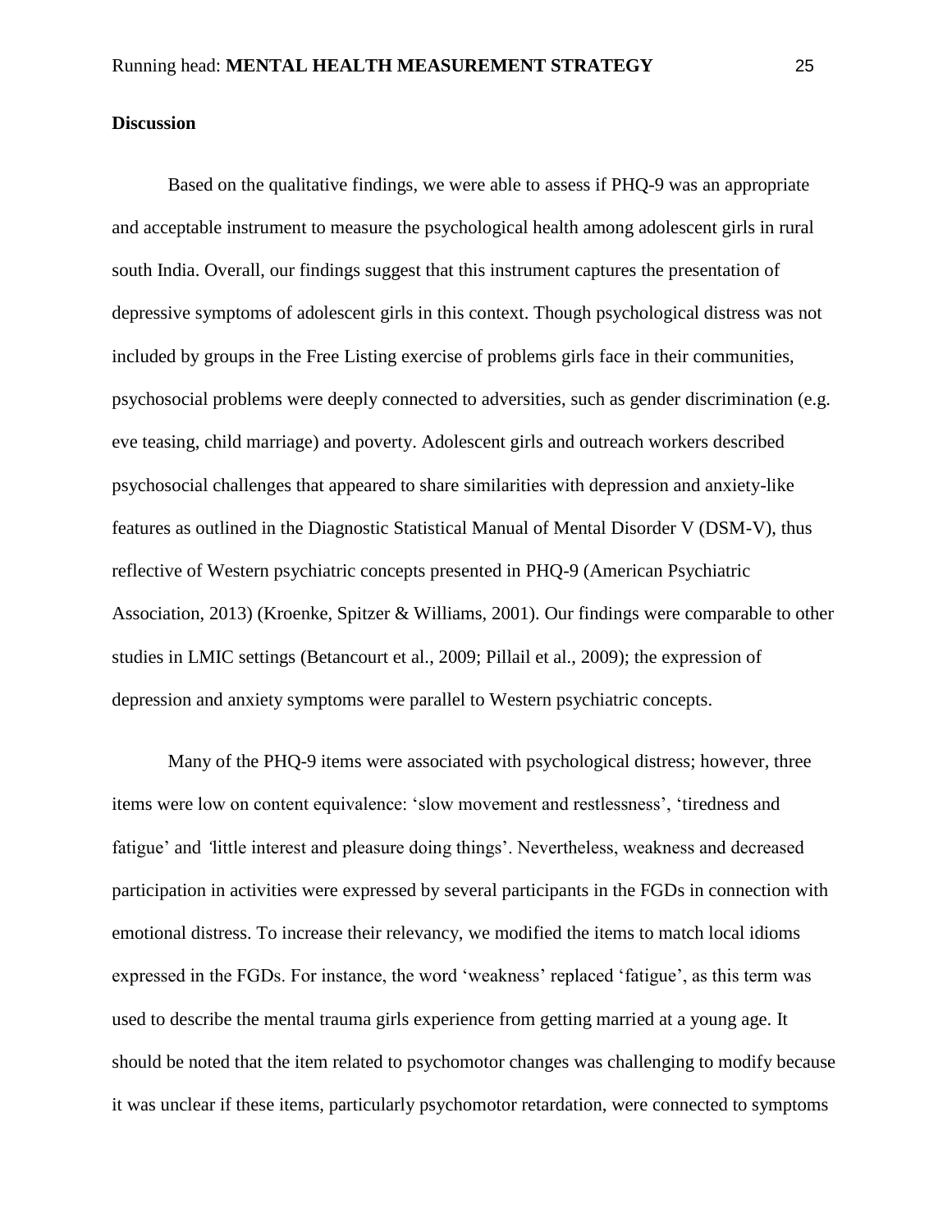**Discussion**

Based on the qualitative findings, we were able to assess if PHQ-9 was an appropriate and acceptable instrument to measure the psychological health among adolescent girls in rural south India. Overall, our findings suggest that this instrument captures the presentation of depressive symptoms of adolescent girls in this context. Though psychological distress was not included by groups in the Free Listing exercise of problems girls face in their communities, psychosocial problems were deeply connected to adversities, such as gender discrimination (e.g. eve teasing, child marriage) and poverty. Adolescent girls and outreach workers described psychosocial challenges that appeared to share similarities with depression and anxiety-like features as outlined in the Diagnostic Statistical Manual of Mental Disorder V (DSM-V), thus reflective of Western psychiatric concepts presented in PHQ-9 (American Psychiatric Association, 2013) (Kroenke, Spitzer & Williams, 2001). Our findings were comparable to other studies in LMIC settings (Betancourt et al., 2009; Pillail et al., 2009); the expression of depression and anxiety symptoms were parallel to Western psychiatric concepts.

Many of the PHQ-9 items were associated with psychological distress; however, three items were low on content equivalence: 'slow movement and restlessness', 'tiredness and fatigue' and 'little interest and pleasure doing things'. Nevertheless, weakness and decreased participation in activities were expressed by several participants in the FGDs in connection with emotional distress. To increase their relevancy, we modified the items to match local idioms expressed in the FGDs. For instance, the word 'weakness' replaced 'fatigue', as this term was used to describe the mental trauma girls experience from getting married at a young age. It should be noted that the item related to psychomotor changes was challenging to modify because it was unclear if these items, particularly psychomotor retardation, were connected to symptoms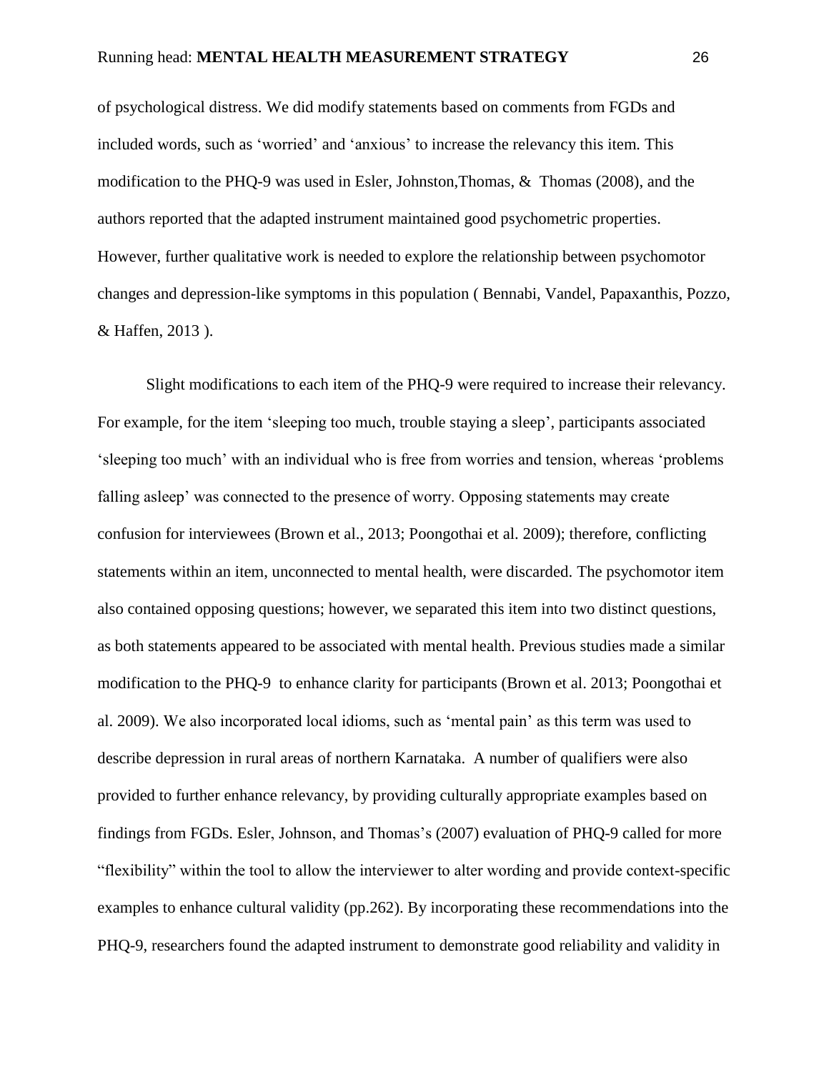of psychological distress. We did modify statements based on comments from FGDs and included words, such as 'worried' and 'anxious' to increase the relevancy this item. This modification to the PHQ-9 was used in Esler, Johnston,Thomas, & Thomas (2008), and the authors reported that the adapted instrument maintained good psychometric properties. However, further qualitative work is needed to explore the relationship between psychomotor changes and depression-like symptoms in this population ( Bennabi, Vandel, Papaxanthis, Pozzo, & Haffen, 2013 ).

Slight modifications to each item of the PHQ-9 were required to increase their relevancy. For example, for the item 'sleeping too much, trouble staying a sleep', participants associated 'sleeping too much' with an individual who is free from worries and tension, whereas 'problems falling asleep' was connected to the presence of worry. Opposing statements may create confusion for interviewees (Brown et al., 2013; Poongothai et al. 2009); therefore, conflicting statements within an item, unconnected to mental health, were discarded. The psychomotor item also contained opposing questions; however, we separated this item into two distinct questions, as both statements appeared to be associated with mental health. Previous studies made a similar modification to the PHQ-9 to enhance clarity for participants (Brown et al. 2013; Poongothai et al. 2009). We also incorporated local idioms, such as 'mental pain' as this term was used to describe depression in rural areas of northern Karnataka. A number of qualifiers were also provided to further enhance relevancy, by providing culturally appropriate examples based on findings from FGDs. Esler, Johnson, and Thomas's (2007) evaluation of PHQ-9 called for more "flexibility" within the tool to allow the interviewer to alter wording and provide context-specific examples to enhance cultural validity (pp.262). By incorporating these recommendations into the PHQ-9, researchers found the adapted instrument to demonstrate good reliability and validity in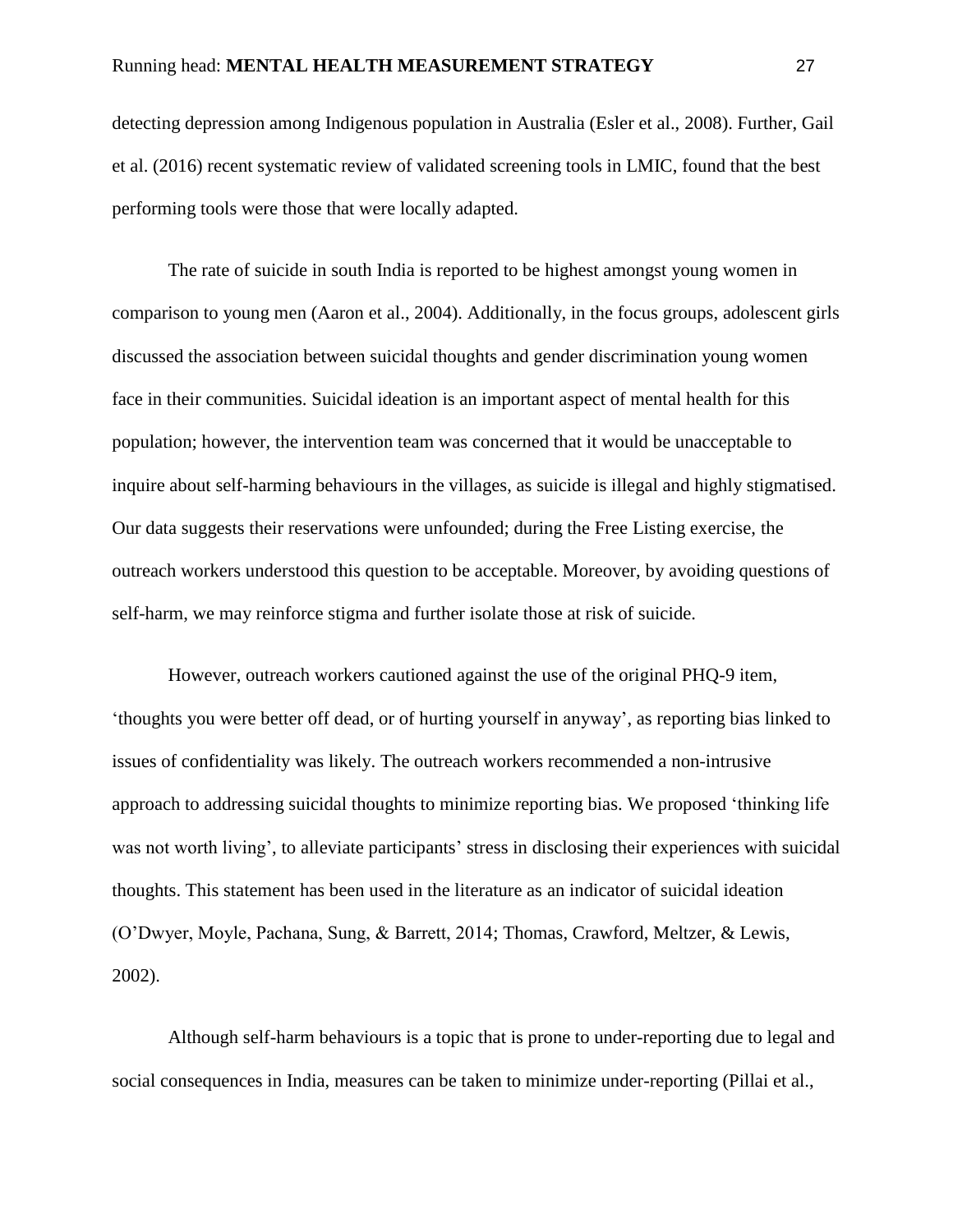detecting depression among Indigenous population in Australia (Esler et al., 2008). Further, Gail et al. (2016) recent systematic review of validated screening tools in LMIC, found that the best performing tools were those that were locally adapted.

The rate of suicide in south India is reported to be highest amongst young women in comparison to young men (Aaron et al., 2004). Additionally, in the focus groups, adolescent girls discussed the association between suicidal thoughts and gender discrimination young women face in their communities. Suicidal ideation is an important aspect of mental health for this population; however, the intervention team was concerned that it would be unacceptable to inquire about self-harming behaviours in the villages, as suicide is illegal and highly stigmatised. Our data suggests their reservations were unfounded; during the Free Listing exercise, the outreach workers understood this question to be acceptable. Moreover, by avoiding questions of self-harm, we may reinforce stigma and further isolate those at risk of suicide.

However, outreach workers cautioned against the use of the original PHQ-9 item, 'thoughts you were better off dead, or of hurting yourself in anyway', as reporting bias linked to issues of confidentiality was likely. The outreach workers recommended a non-intrusive approach to addressing suicidal thoughts to minimize reporting bias. We proposed 'thinking life was not worth living', to alleviate participants' stress in disclosing their experiences with suicidal thoughts. This statement has been used in the literature as an indicator of suicidal ideation (O'Dwyer, Moyle, Pachana, Sung, & Barrett, 2014; Thomas, Crawford, Meltzer, & Lewis, 2002).

Although self-harm behaviours is a topic that is prone to under-reporting due to legal and social consequences in India, measures can be taken to minimize under-reporting (Pillai et al.,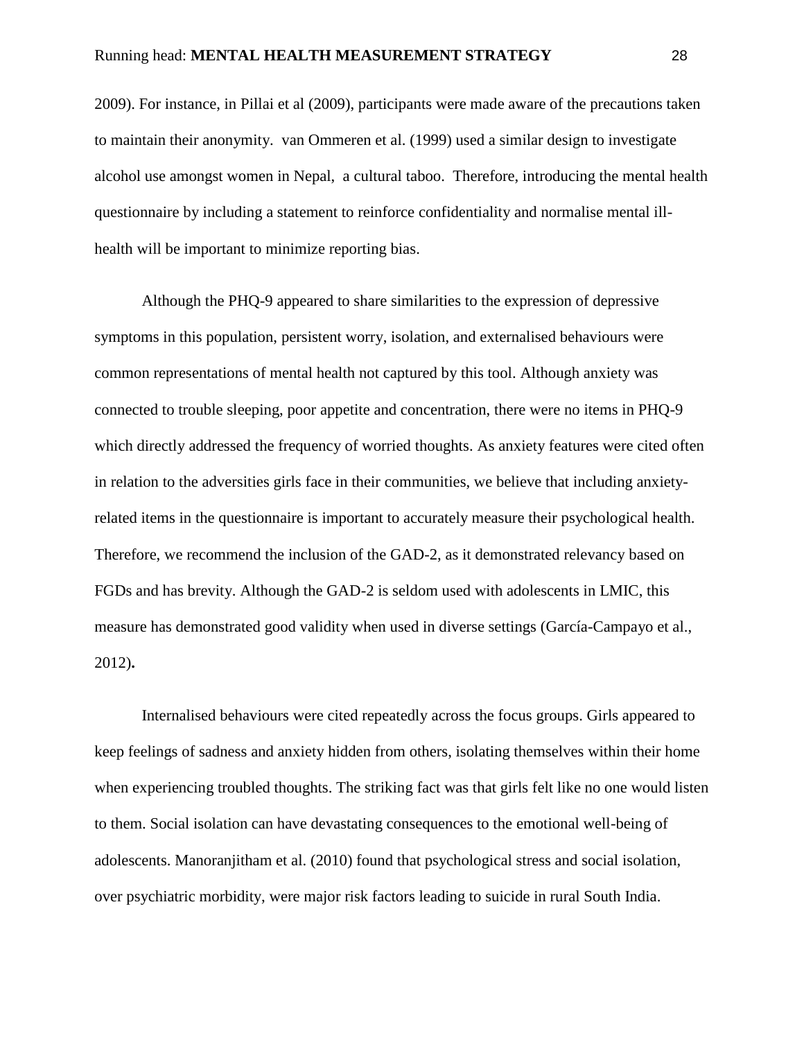2009). For instance, in Pillai et al (2009), participants were made aware of the precautions taken to maintain their anonymity. van Ommeren et al. (1999) used a similar design to investigate alcohol use amongst women in Nepal, a cultural taboo. Therefore, introducing the mental health questionnaire by including a statement to reinforce confidentiality and normalise mental ill-health will be important to minimize reporting bias.

Although the PHQ-9 appeared to share similarities to the expression of depressive symptoms in this population, persistent worry, isolation, and externalised behaviours were common representations of mental health not captured by this tool. Although anxiety was connected to trouble sleeping, poor appetite and concentration, there were no items in PHQ-9 which directly addressed the frequency of worried thoughts. As anxiety features were cited often in relation to the adversities girls face in their communities, we believe that including anxiety-related items in the questionnaire is important to accurately measure their psychological health. Therefore, we recommend the inclusion of the GAD-2, as it demonstrated relevancy based on FGDs and has brevity. Although the GAD-2 is seldom used with adolescents in LMIC, this measure has demonstrated good validity when used in diverse settings (García-Campayo et al., 2012)**.**

Internalised behaviours were cited repeatedly across the focus groups. Girls appeared to keep feelings of sadness and anxiety hidden from others, isolating themselves within their home when experiencing troubled thoughts. The striking fact was that girls felt like no one would listen to them. Social isolation can have devastating consequences to the emotional well-being of adolescents. Manoranjitham et al. (2010) found that psychological stress and social isolation, over psychiatric morbidity, were major risk factors leading to suicide in rural South India.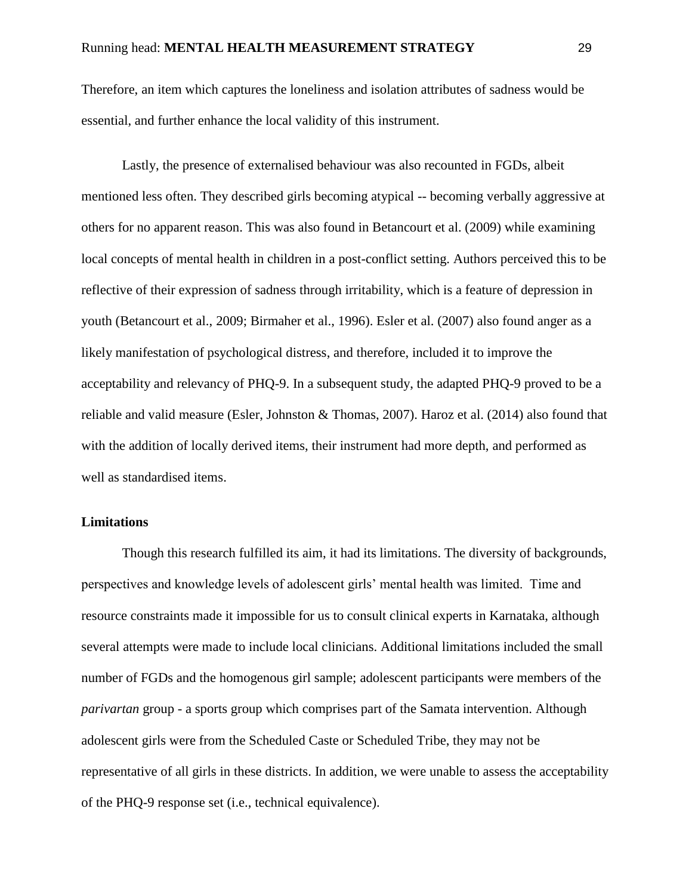Therefore, an item which captures the loneliness and isolation attributes of sadness would be essential, and further enhance the local validity of this instrument.

Lastly, the presence of externalised behaviour was also recounted in FGDs, albeit mentioned less often. They described girls becoming atypical -- becoming verbally aggressive at others for no apparent reason. This was also found in Betancourt et al. (2009) while examining local concepts of mental health in children in a post-conflict setting. Authors perceived this to be reflective of their expression of sadness through irritability, which is a feature of depression in youth (Betancourt et al., 2009; Birmaher et al., 1996). Esler et al. (2007) also found anger as a likely manifestation of psychological distress, and therefore, included it to improve the acceptability and relevancy of PHQ-9. In a subsequent study, the adapted PHQ-9 proved to be a reliable and valid measure (Esler, Johnston & Thomas, 2007). Haroz et al. (2014) also found that with the addition of locally derived items, their instrument had more depth, and performed as well as standardised items.

## Limitations

Though this research fulfilled its aim, it had its limitations. The diversity of backgrounds, perspectives and knowledge levels of adolescent girls' mental health was limited. Time and resource constraints made it impossible for us to consult clinical experts in Karnataka, although several attempts were made to include local clinicians. Additional limitations included the small number of FGDs and the homogenous girl sample; adolescent participants were members of the *parivartan* group - a sports group which comprises part of the Samata intervention. Although adolescent girls were from the Scheduled Caste or Scheduled Tribe, they may not be representative of all girls in these districts. In addition, we were unable to assess the acceptability of the PHQ-9 response set (i.e., technical equivalence).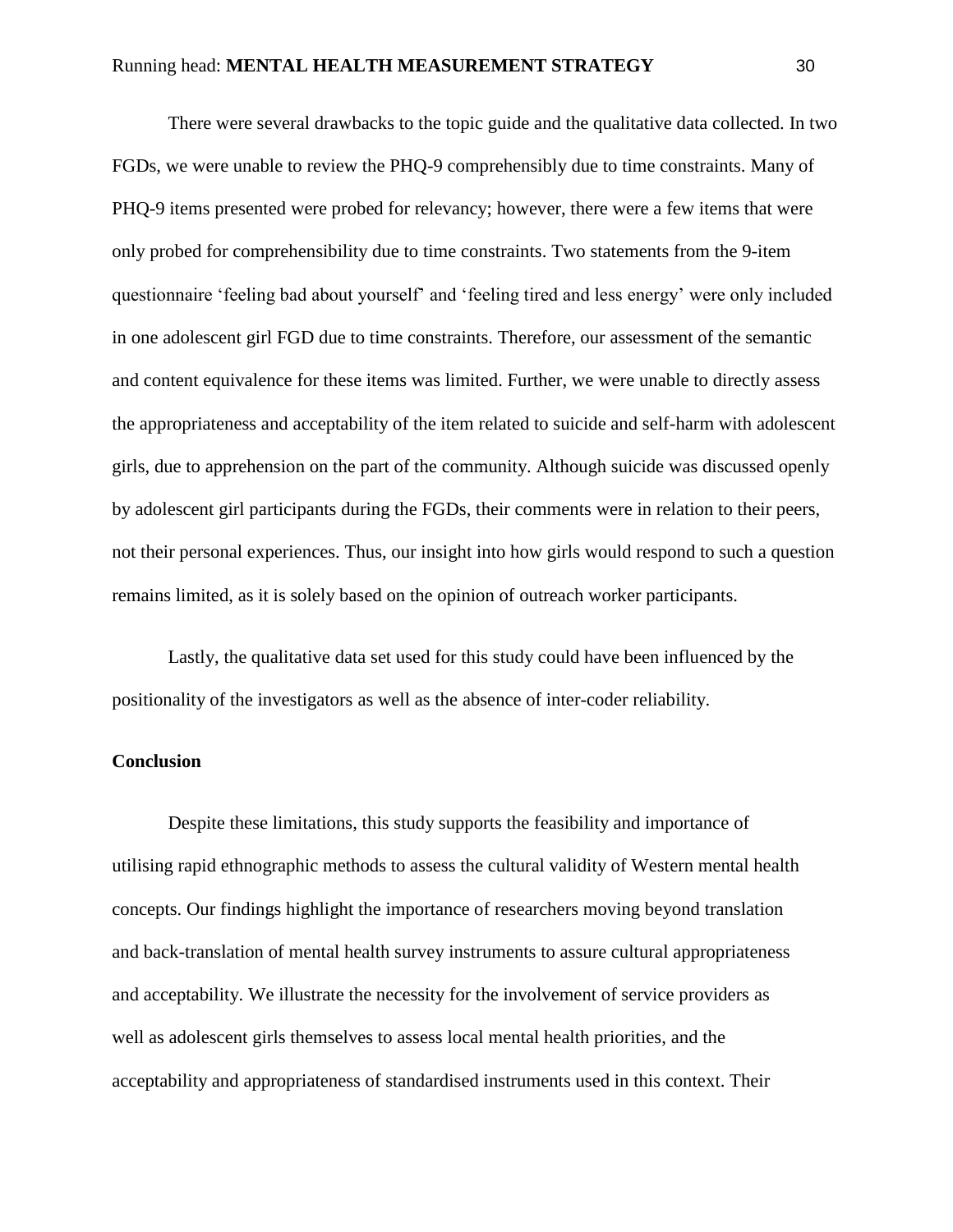There were several drawbacks to the topic guide and the qualitative data collected. In two FGDs, we were unable to review the PHQ-9 comprehensibly due to time constraints. Many of PHQ-9 items presented were probed for relevancy; however, there were a few items that were only probed for comprehensibility due to time constraints. Two statements from the 9-item questionnaire 'feeling bad about yourself' and 'feeling tired and less energy' were only included in one adolescent girl FGD due to time constraints. Therefore, our assessment of the semantic and content equivalence for these items was limited. Further, we were unable to directly assess the appropriateness and acceptability of the item related to suicide and self-harm with adolescent girls, due to apprehension on the part of the community. Although suicide was discussed openly by adolescent girl participants during the FGDs, their comments were in relation to their peers, not their personal experiences. Thus, our insight into how girls would respond to such a question remains limited, as it is solely based on the opinion of outreach worker participants.

Lastly, the qualitative data set used for this study could have been influenced by the positionality of the investigators as well as the absence of inter-coder reliability.

**Conclusion**

Despite these limitations, this study supports the feasibility and importance of utilising rapid ethnographic methods to assess the cultural validity of Western mental health concepts. Our findings highlight the importance of researchers moving beyond translation and back-translation of mental health survey instruments to assure cultural appropriateness and acceptability. We illustrate the necessity for the involvement of service providers as well as adolescent girls themselves to assess local mental health priorities, and the acceptability and appropriateness of standardised instruments used in this context. Their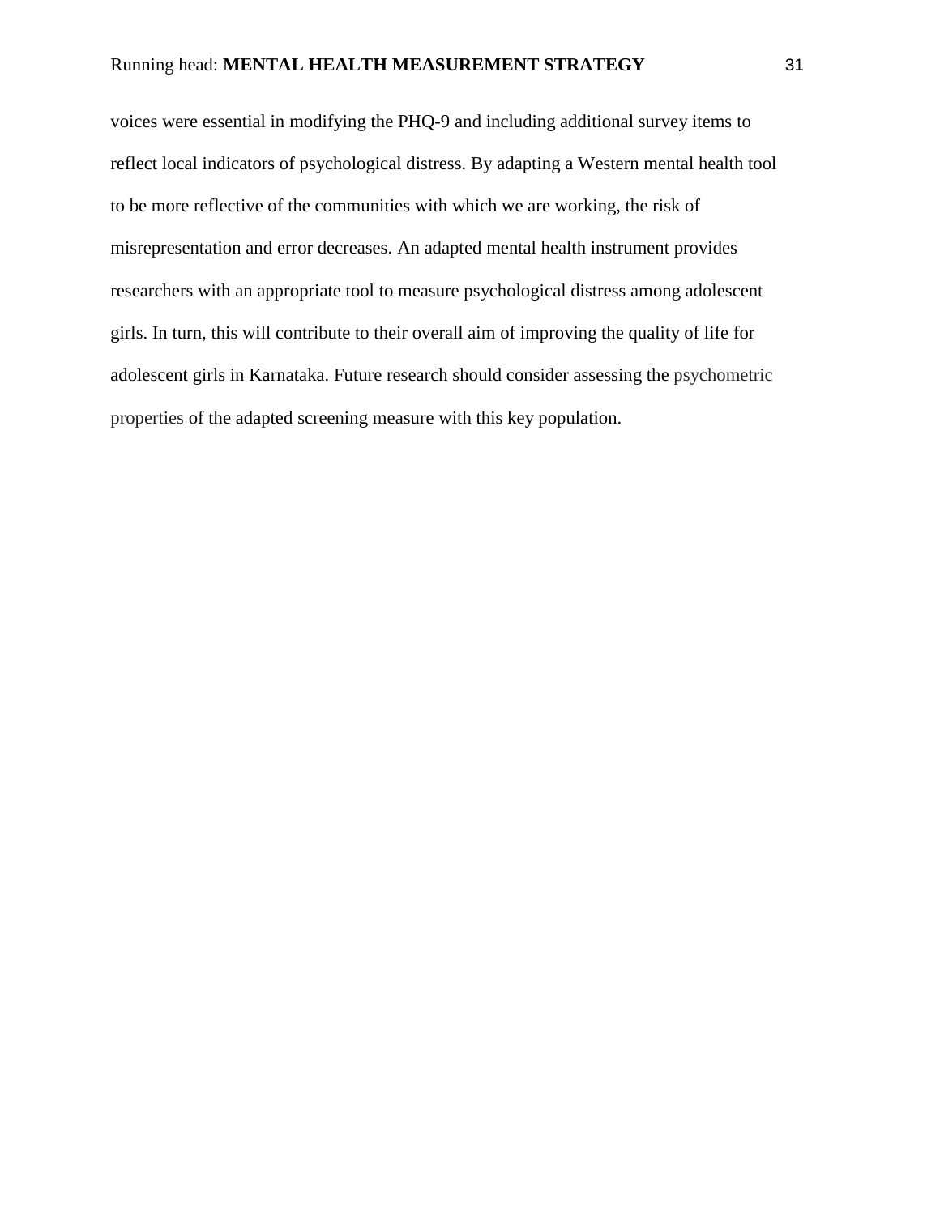voices were essential in modifying the PHQ-9 and including additional survey items to reflect local indicators of psychological distress. By adapting a Western mental health tool to be more reflective of the communities with which we are working, the risk of misrepresentation and error decreases. An adapted mental health instrument provides researchers with an appropriate tool to measure psychological distress among adolescent girls. In turn, this will contribute to their overall aim of improving the quality of life for adolescent girls in Karnataka. Future research should consider assessing the psychometric properties of the adapted screening measure with this key population.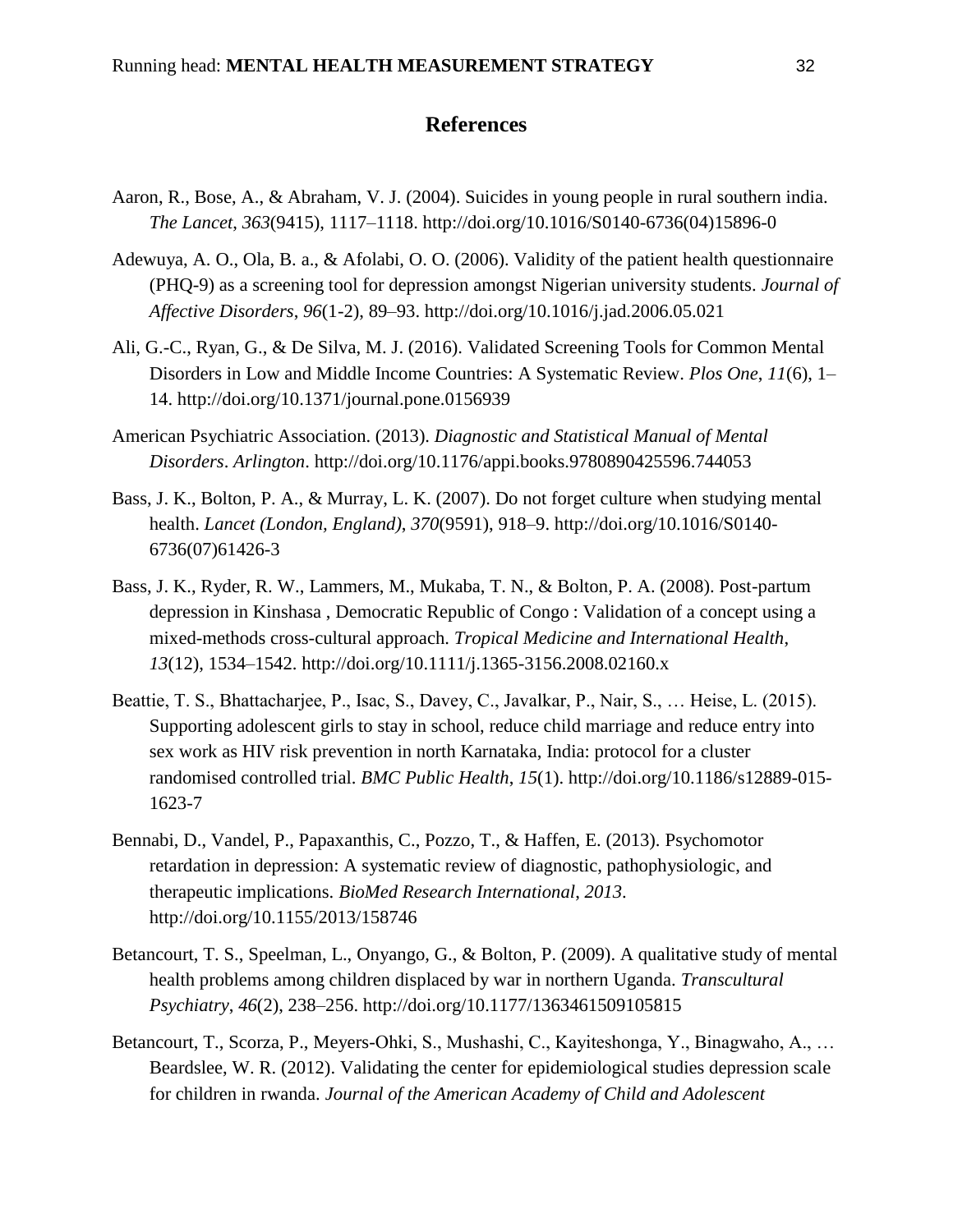# References

Aaron, R., Bose, A., & Abraham, V. J. (2004). Suicides in young people in rural southern india. *The Lancet*, *363*(9415), 1117–1118. http://doi.org/10.1016/S0140-6736(04)15896-0

Adewuya, A. O., Ola, B. a., & Afolabi, O. O. (2006). Validity of the patient health questionnaire (PHQ-9) as a screening tool for depression amongst Nigerian university students. *Journal of Affective Disorders*, *96*(1-2), 89–93. http://doi.org/10.1016/j.jad.2006.05.021

Ali, G.-C., Ryan, G., & De Silva, M. J. (2016). Validated Screening Tools for Common Mental Disorders in Low and Middle Income Countries: A Systematic Review. *Plos One*, *11*(6), 1–14. http://doi.org/10.1371/journal.pone.0156939

American Psychiatric Association. (2013). *Diagnostic and Statistical Manual of Mental Disorders*. *Arlington*. http://doi.org/10.1176/appi.books.9780890425596.744053

Bass, J. K., Bolton, P. A., & Murray, L. K. (2007). Do not forget culture when studying mental health. *Lancet (London, England)*, *370*(9591), 918–9. http://doi.org/10.1016/S0140-6736(07)61426-3

Bass, J. K., Ryder, R. W., Lammers, M., Mukaba, T. N., & Bolton, P. A. (2008). Post-partum depression in Kinshasa , Democratic Republic of Congo : Validation of a concept using a mixed-methods cross-cultural approach. *Tropical Medicine and International Health*, *13*(12), 1534–1542. http://doi.org/10.1111/j.1365-3156.2008.02160.x

Beattie, T. S., Bhattacharjee, P., Isac, S., Davey, C., Javalkar, P., Nair, S., … Heise, L. (2015). Supporting adolescent girls to stay in school, reduce child marriage and reduce entry into sex work as HIV risk prevention in north Karnataka, India: protocol for a cluster randomised controlled trial. *BMC Public Health*, *15*(1). http://doi.org/10.1186/s12889-015-1623-7

Bennabi, D., Vandel, P., Papaxanthis, C., Pozzo, T., & Haffen, E. (2013). Psychomotor retardation in depression: A systematic review of diagnostic, pathophysiologic, and therapeutic implications. *BioMed Research International*, *2013*. http://doi.org/10.1155/2013/158746

Betancourt, T. S., Speelman, L., Onyango, G., & Bolton, P. (2009). A qualitative study of mental health problems among children displaced by war in northern Uganda. *Transcultural Psychiatry*, *46*(2), 238–256. http://doi.org/10.1177/1363461509105815

Betancourt, T., Scorza, P., Meyers-Ohki, S., Mushashi, C., Kayiteshonga, Y., Binagwaho, A., … Beardslee, W. R. (2012). Validating the center for epidemiological studies depression scale for children in rwanda. *Journal of the American Academy of Child and Adolescent*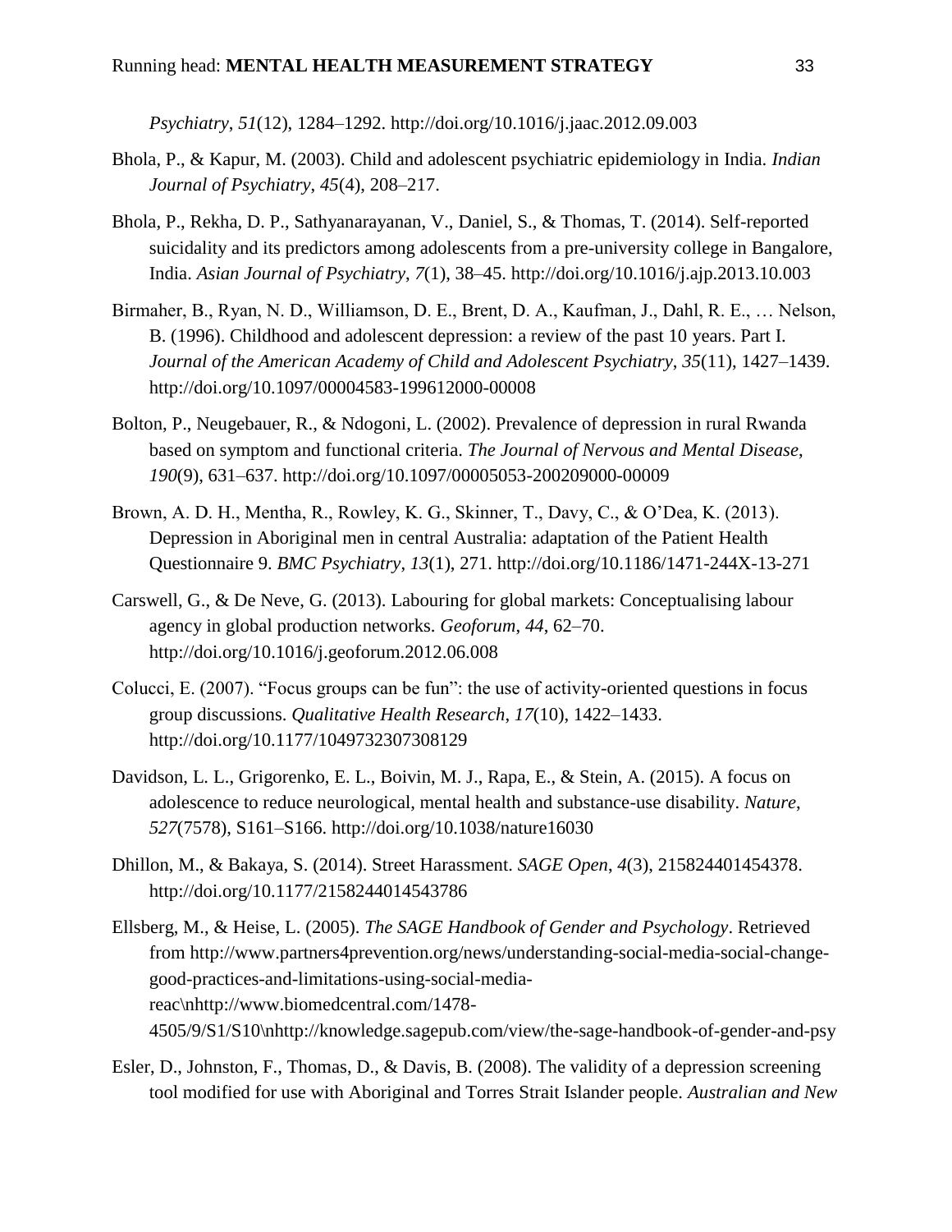*Psychiatry*, *51*(12), 1284–1292. http://doi.org/10.1016/j.jaac.2012.09.003

Bhola, P., & Kapur, M. (2003). Child and adolescent psychiatric epidemiology in India. *Indian Journal of Psychiatry*, *45*(4), 208–217.

Bhola, P., Rekha, D. P., Sathyanarayanan, V., Daniel, S., & Thomas, T. (2014). Self-reported suicidality and its predictors among adolescents from a pre-university college in Bangalore, India. *Asian Journal of Psychiatry*, *7*(1), 38–45. http://doi.org/10.1016/j.ajp.2013.10.003

Birmaher, B., Ryan, N. D., Williamson, D. E., Brent, D. A., Kaufman, J., Dahl, R. E., … Nelson, B. (1996). Childhood and adolescent depression: a review of the past 10 years. Part I. *Journal of the American Academy of Child and Adolescent Psychiatry*, *35*(11), 1427–1439. http://doi.org/10.1097/00004583-199612000-00008

Bolton, P., Neugebauer, R., & Ndogoni, L. (2002). Prevalence of depression in rural Rwanda based on symptom and functional criteria. *The Journal of Nervous and Mental Disease*, *190*(9), 631–637. http://doi.org/10.1097/00005053-200209000-00009

Brown, A. D. H., Mentha, R., Rowley, K. G., Skinner, T., Davy, C., & O'Dea, K. (2013). Depression in Aboriginal men in central Australia: adaptation of the Patient Health Questionnaire 9. *BMC Psychiatry*, *13*(1), 271. http://doi.org/10.1186/1471-244X-13-271

Carswell, G., & De Neve, G. (2013). Labouring for global markets: Conceptualising labour agency in global production networks. *Geoforum*, *44*, 62–70. http://doi.org/10.1016/j.geoforum.2012.06.008

Colucci, E. (2007). "Focus groups can be fun": the use of activity-oriented questions in focus group discussions. *Qualitative Health Research*, *17*(10), 1422–1433. http://doi.org/10.1177/1049732307308129

Davidson, L. L., Grigorenko, E. L., Boivin, M. J., Rapa, E., & Stein, A. (2015). A focus on adolescence to reduce neurological, mental health and substance-use disability. *Nature*, *527*(7578), S161–S166. http://doi.org/10.1038/nature16030

Dhillon, M., & Bakaya, S. (2014). Street Harassment. *SAGE Open*, *4*(3), 215824401454378. http://doi.org/10.1177/2158244014543786

Ellsberg, M., & Heise, L. (2005). *The SAGE Handbook of Gender and Psychology*. Retrieved from http://www.partners4prevention.org/news/understanding-social-media-social-change-good-practices-and-limitations-using-social-media-reac\nhttp://www.biomedcentral.com/1478-4505/9/S1/S10\nhttp://knowledge.sagepub.com/view/the-sage-handbook-of-gender-and-psy

Esler, D., Johnston, F., Thomas, D., & Davis, B. (2008). The validity of a depression screening tool modified for use with Aboriginal and Torres Strait Islander people. *Australian and New*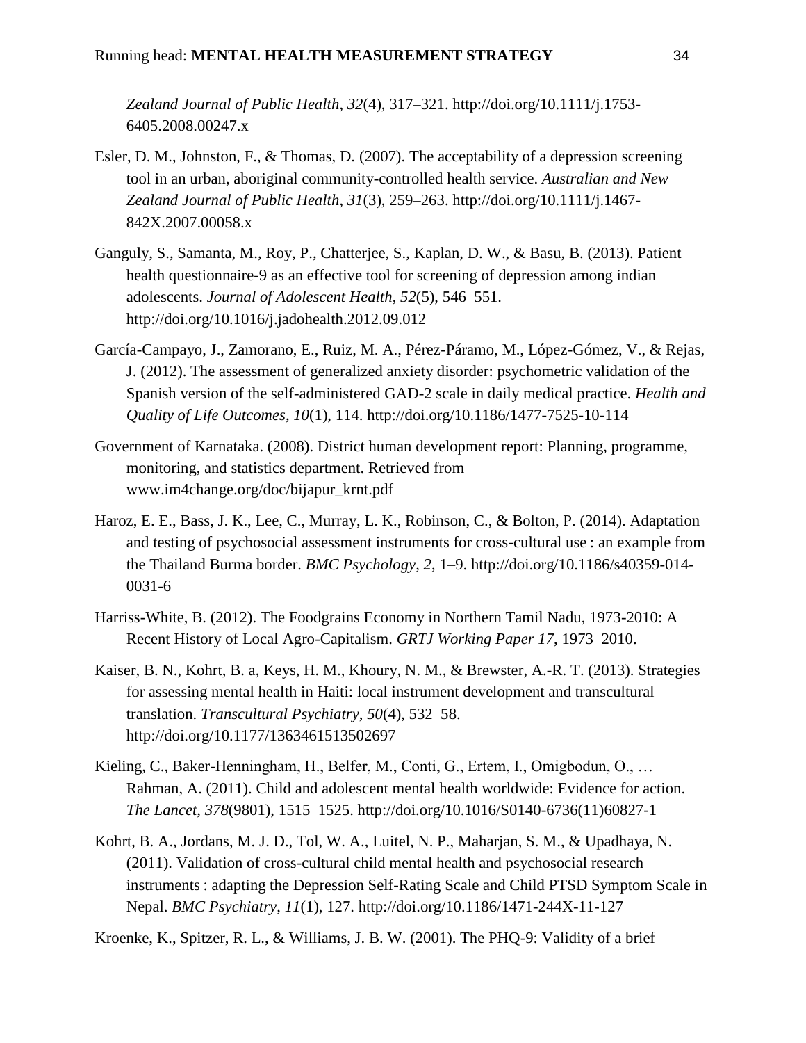*Zealand Journal of Public Health*, *32*(4), 317–321. http://doi.org/10.1111/j.1753-6405.2008.00247.x

Esler, D. M., Johnston, F., & Thomas, D. (2007). The acceptability of a depression screening tool in an urban, aboriginal community-controlled health service. *Australian and New Zealand Journal of Public Health*, *31*(3), 259–263. http://doi.org/10.1111/j.1467-842X.2007.00058.x

Ganguly, S., Samanta, M., Roy, P., Chatterjee, S., Kaplan, D. W., & Basu, B. (2013). Patient health questionnaire-9 as an effective tool for screening of depression among indian adolescents. *Journal of Adolescent Health*, *52*(5), 546–551. http://doi.org/10.1016/j.jadohealth.2012.09.012

García-Campayo, J., Zamorano, E., Ruiz, M. A., Pérez-Páramo, M., López-Gómez, V., & Rejas, J. (2012). The assessment of generalized anxiety disorder: psychometric validation of the Spanish version of the self-administered GAD-2 scale in daily medical practice. *Health and Quality of Life Outcomes*, *10*(1), 114. http://doi.org/10.1186/1477-7525-10-114

Government of Karnataka. (2008). District human development report: Planning, programme, monitoring, and statistics department. Retrieved from www.im4change.org/doc/bijapur_krnt.pdf

Haroz, E. E., Bass, J. K., Lee, C., Murray, L. K., Robinson, C., & Bolton, P. (2014). Adaptation and testing of psychosocial assessment instruments for cross-cultural use : an example from the Thailand Burma border. *BMC Psychology*, *2*, 1–9. http://doi.org/10.1186/s40359-014-0031-6

Harriss-White, B. (2012). The Foodgrains Economy in Northern Tamil Nadu, 1973-2010: A Recent History of Local Agro-Capitalism. *GRTJ Working Paper 17*, 1973–2010.

Kaiser, B. N., Kohrt, B. a, Keys, H. M., Khoury, N. M., & Brewster, A.-R. T. (2013). Strategies for assessing mental health in Haiti: local instrument development and transcultural translation. *Transcultural Psychiatry*, *50*(4), 532–58. http://doi.org/10.1177/1363461513502697

Kieling, C., Baker-Henningham, H., Belfer, M., Conti, G., Ertem, I., Omigbodun, O., … Rahman, A. (2011). Child and adolescent mental health worldwide: Evidence for action. *The Lancet*, *378*(9801), 1515–1525. http://doi.org/10.1016/S0140-6736(11)60827-1

Kohrt, B. A., Jordans, M. J. D., Tol, W. A., Luitel, N. P., Maharjan, S. M., & Upadhaya, N. (2011). Validation of cross-cultural child mental health and psychosocial research instruments : adapting the Depression Self-Rating Scale and Child PTSD Symptom Scale in Nepal. *BMC Psychiatry*, *11*(1), 127. http://doi.org/10.1186/1471-244X-11-127

Kroenke, K., Spitzer, R. L., & Williams, J. B. W. (2001). The PHQ-9: Validity of a brief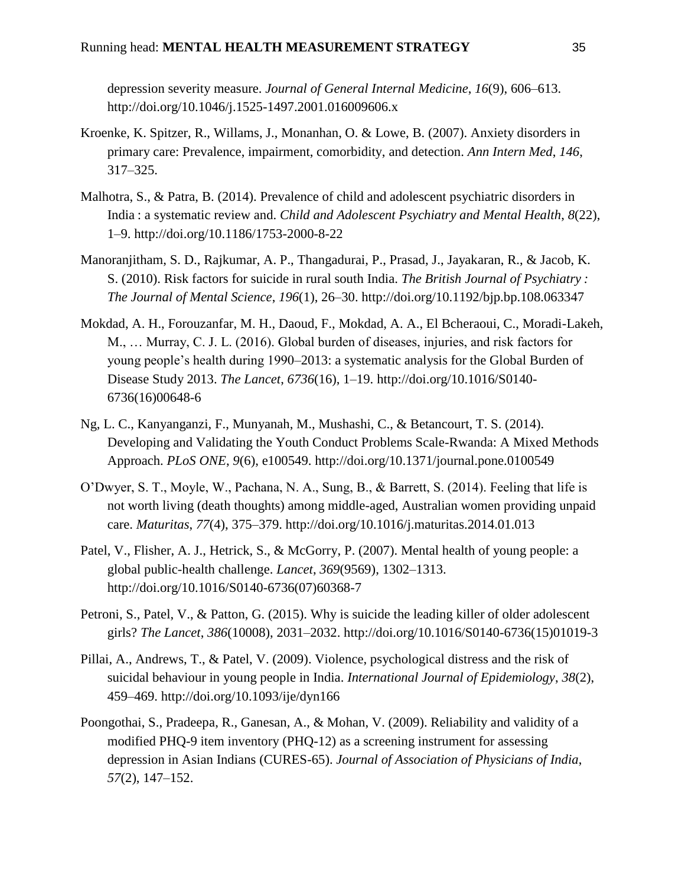depression severity measure. *Journal of General Internal Medicine*, *16*(9), 606–613. http://doi.org/10.1046/j.1525-1497.2001.016009606.x

Kroenke, K. Spitzer, R., Willams, J., Monanhan, O. & Lowe, B. (2007). Anxiety disorders in primary care: Prevalence, impairment, comorbidity, and detection. *Ann Intern Med*, *146*, 317–325.

Malhotra, S., & Patra, B. (2014). Prevalence of child and adolescent psychiatric disorders in India : a systematic review and. *Child and Adolescent Psychiatry and Mental Health*, *8*(22), 1–9. http://doi.org/10.1186/1753-2000-8-22

Manoranjitham, S. D., Rajkumar, A. P., Thangadurai, P., Prasad, J., Jayakaran, R., & Jacob, K. S. (2010). Risk factors for suicide in rural south India. *The British Journal of Psychiatry : The Journal of Mental Science*, *196*(1), 26–30. http://doi.org/10.1192/bjp.bp.108.063347

Mokdad, A. H., Forouzanfar, M. H., Daoud, F., Mokdad, A. A., El Bcheraoui, C., Moradi-Lakeh, M., … Murray, C. J. L. (2016). Global burden of diseases, injuries, and risk factors for young people's health during 1990–2013: a systematic analysis for the Global Burden of Disease Study 2013. *The Lancet*, *6736*(16), 1–19. http://doi.org/10.1016/S0140-6736(16)00648-6

Ng, L. C., Kanyanganzi, F., Munyanah, M., Mushashi, C., & Betancourt, T. S. (2014). Developing and Validating the Youth Conduct Problems Scale-Rwanda: A Mixed Methods Approach. *PLoS ONE*, *9*(6), e100549. http://doi.org/10.1371/journal.pone.0100549

O'Dwyer, S. T., Moyle, W., Pachana, N. A., Sung, B., & Barrett, S. (2014). Feeling that life is not worth living (death thoughts) among middle-aged, Australian women providing unpaid care. *Maturitas*, *77*(4), 375–379. http://doi.org/10.1016/j.maturitas.2014.01.013

Patel, V., Flisher, A. J., Hetrick, S., & McGorry, P. (2007). Mental health of young people: a global public-health challenge. *Lancet*, *369*(9569), 1302–1313. http://doi.org/10.1016/S0140-6736(07)60368-7

Petroni, S., Patel, V., & Patton, G. (2015). Why is suicide the leading killer of older adolescent girls? *The Lancet*, *386*(10008), 2031–2032. http://doi.org/10.1016/S0140-6736(15)01019-3

Pillai, A., Andrews, T., & Patel, V. (2009). Violence, psychological distress and the risk of suicidal behaviour in young people in India. *International Journal of Epidemiology*, *38*(2), 459–469. http://doi.org/10.1093/ije/dyn166

Poongothai, S., Pradeepa, R., Ganesan, A., & Mohan, V. (2009). Reliability and validity of a modified PHQ-9 item inventory (PHQ-12) as a screening instrument for assessing depression in Asian Indians (CURES-65). *Journal of Association of Physicians of India*, *57*(2), 147–152.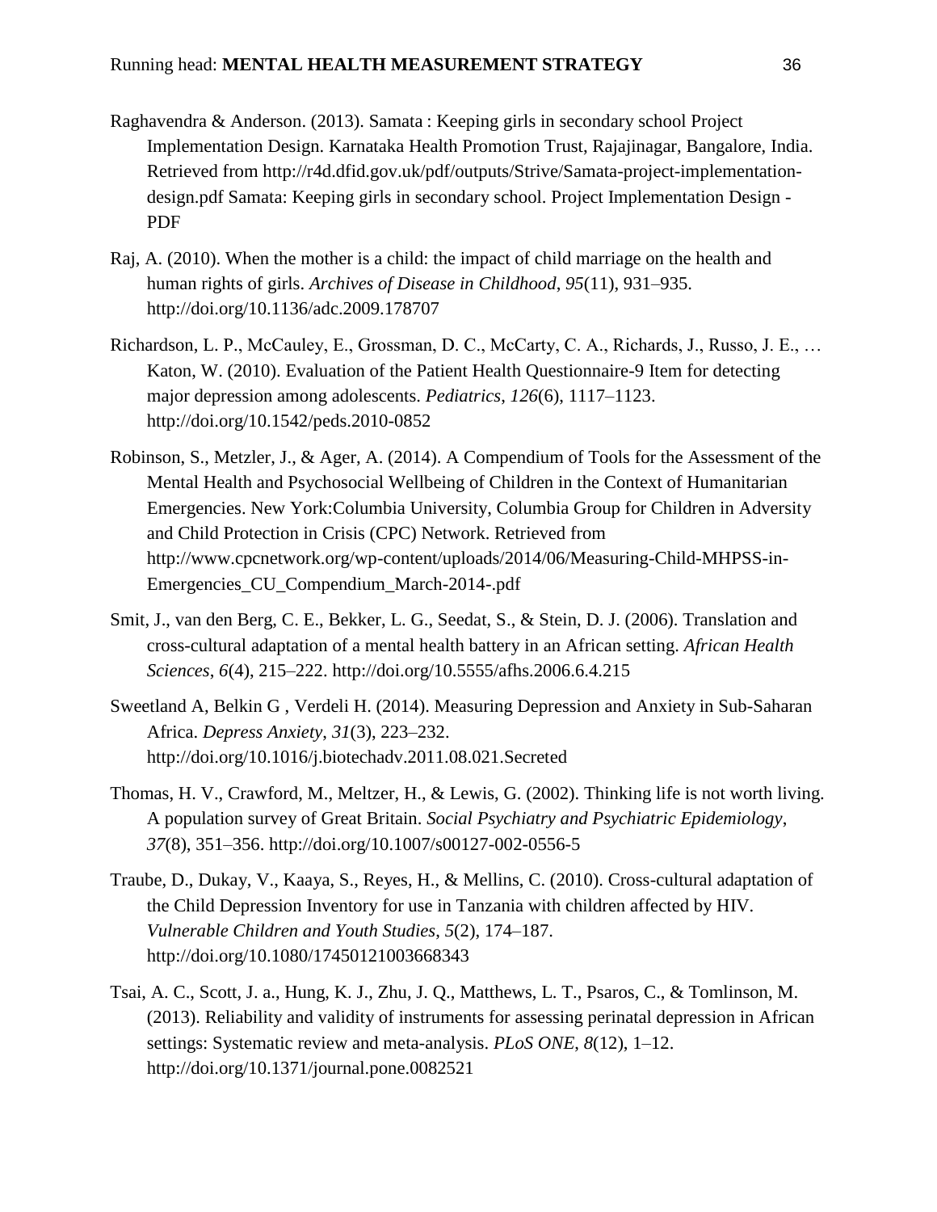Raghavendra & Anderson. (2013). Samata : Keeping girls in secondary school Project Implementation Design. Karnataka Health Promotion Trust, Rajajinagar, Bangalore, India. Retrieved from http://r4d.dfid.gov.uk/pdf/outputs/Strive/Samata-project-implementation-design.pdf Samata: Keeping girls in secondary school. Project Implementation Design - PDF

Raj, A. (2010). When the mother is a child: the impact of child marriage on the health and human rights of girls. *Archives of Disease in Childhood*, *95*(11), 931–935. http://doi.org/10.1136/adc.2009.178707

Richardson, L. P., McCauley, E., Grossman, D. C., McCarty, C. A., Richards, J., Russo, J. E., … Katon, W. (2010). Evaluation of the Patient Health Questionnaire-9 Item for detecting major depression among adolescents. *Pediatrics*, *126*(6), 1117–1123. http://doi.org/10.1542/peds.2010-0852

Robinson, S., Metzler, J., & Ager, A. (2014). A Compendium of Tools for the Assessment of the Mental Health and Psychosocial Wellbeing of Children in the Context of Humanitarian Emergencies. New York:Columbia University, Columbia Group for Children in Adversity and Child Protection in Crisis (CPC) Network. Retrieved from http://www.cpcnetwork.org/wp-content/uploads/2014/06/Measuring-Child-MHPSS-in-Emergencies_CU_Compendium_March-2014-.pdf

Smit, J., van den Berg, C. E., Bekker, L. G., Seedat, S., & Stein, D. J. (2006). Translation and cross-cultural adaptation of a mental health battery in an African setting. *African Health Sciences*, *6*(4), 215–222. http://doi.org/10.5555/afhs.2006.6.4.215

Sweetland A, Belkin G , Verdeli H. (2014). Measuring Depression and Anxiety in Sub-Saharan Africa. *Depress Anxiety*, *31*(3), 223–232. http://doi.org/10.1016/j.biotechadv.2011.08.021.Secreted

Thomas, H. V., Crawford, M., Meltzer, H., & Lewis, G. (2002). Thinking life is not worth living. A population survey of Great Britain. *Social Psychiatry and Psychiatric Epidemiology*, *37*(8), 351–356. http://doi.org/10.1007/s00127-002-0556-5

Traube, D., Dukay, V., Kaaya, S., Reyes, H., & Mellins, C. (2010). Cross-cultural adaptation of the Child Depression Inventory for use in Tanzania with children affected by HIV. *Vulnerable Children and Youth Studies*, *5*(2), 174–187. http://doi.org/10.1080/17450121003668343

Tsai, A. C., Scott, J. a., Hung, K. J., Zhu, J. Q., Matthews, L. T., Psaros, C., & Tomlinson, M. (2013). Reliability and validity of instruments for assessing perinatal depression in African settings: Systematic review and meta-analysis. *PLoS ONE*, *8*(12), 1–12. http://doi.org/10.1371/journal.pone.0082521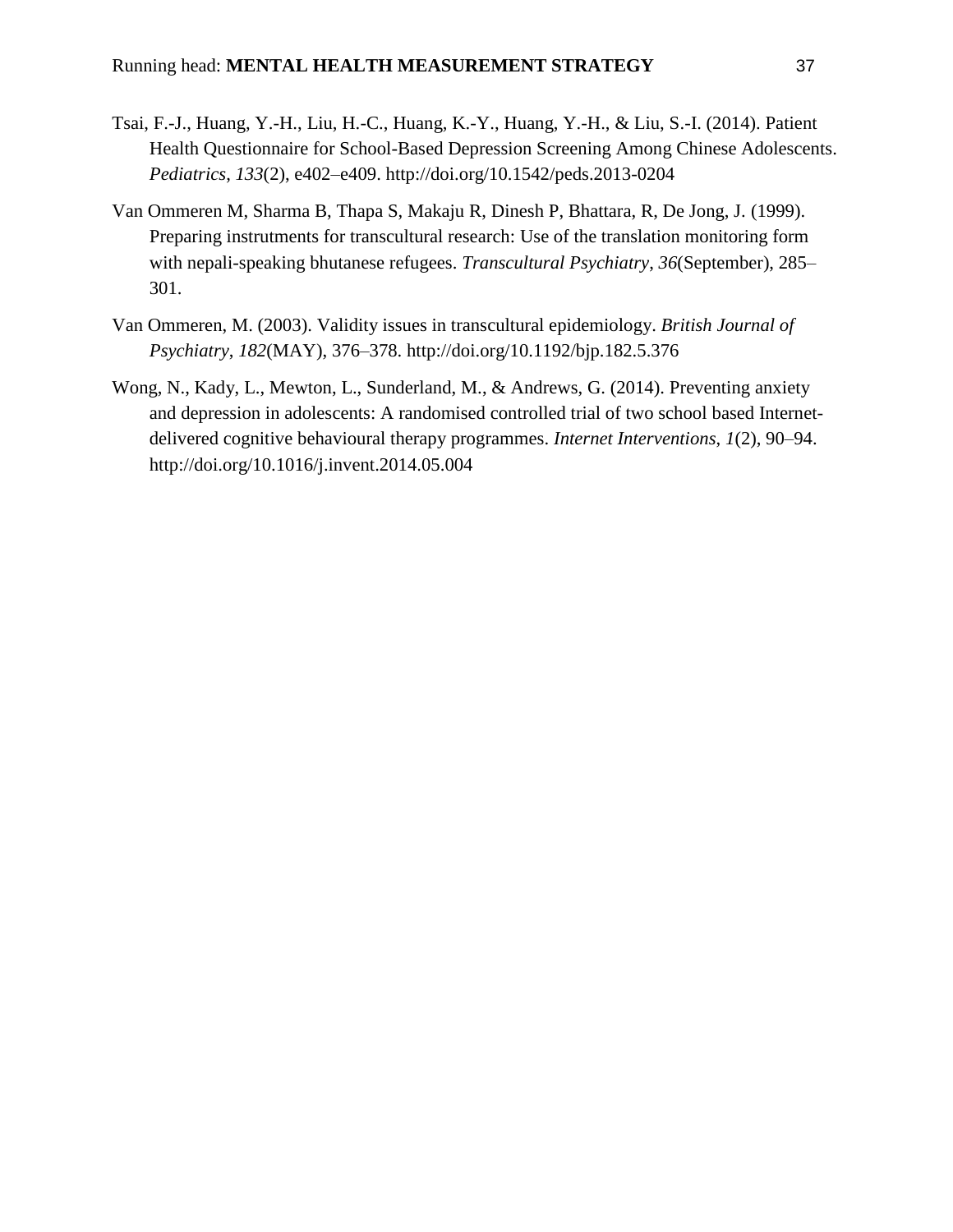Tsai, F.-J., Huang, Y.-H., Liu, H.-C., Huang, K.-Y., Huang, Y.-H., & Liu, S.-I. (2014). Patient Health Questionnaire for School-Based Depression Screening Among Chinese Adolescents. *Pediatrics*, *133*(2), e402–e409. http://doi.org/10.1542/peds.2013-0204

Van Ommeren M, Sharma B, Thapa S, Makaju R, Dinesh P, Bhattara, R, De Jong, J. (1999). Preparing instrutments for transcultural research: Use of the translation monitoring form with nepali-speaking bhutanese refugees. *Transcultural Psychiatry*, *36*(September), 285–301.

Van Ommeren, M. (2003). Validity issues in transcultural epidemiology. *British Journal of Psychiatry*, *182*(MAY), 376–378. http://doi.org/10.1192/bjp.182.5.376

Wong, N., Kady, L., Mewton, L., Sunderland, M., & Andrews, G. (2014). Preventing anxiety and depression in adolescents: A randomised controlled trial of two school based Internet-delivered cognitive behavioural therapy programmes. *Internet Interventions*, *1*(2), 90–94. http://doi.org/10.1016/j.invent.2014.05.004